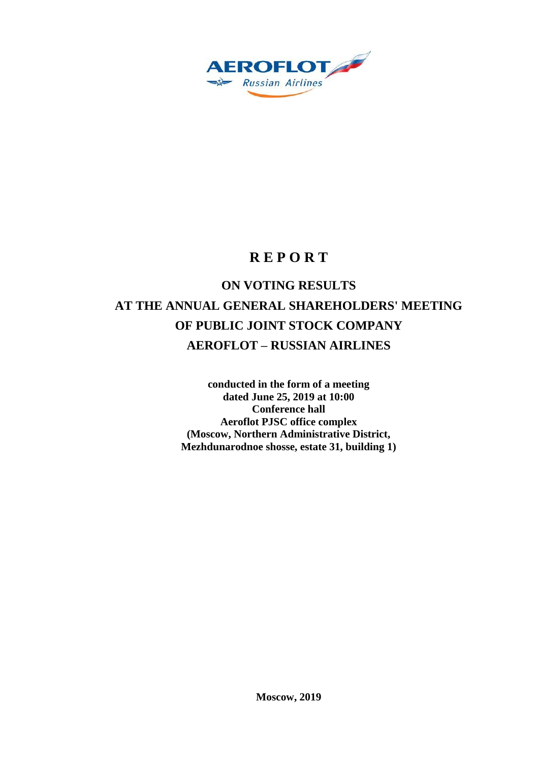AEROFLOT
Russian Airlines

# R E P O R T

## ON VOTING RESULTS
## AT THE ANNUAL GENERAL SHAREHOLDERS' MEETING
## OF PUBLIC JOINT STOCK COMPANY
## AEROFLOT – RUSSIAN AIRLINES

**conducted in the form of a meeting**
**dated June 25, 2019 at 10:00**
**Conference hall**
**Aeroflot PJSC office complex**
**(Moscow, Northern Administrative District,**
**Mezhdunarodnoe shosse, estate 31, building 1)**

**Moscow, 2019**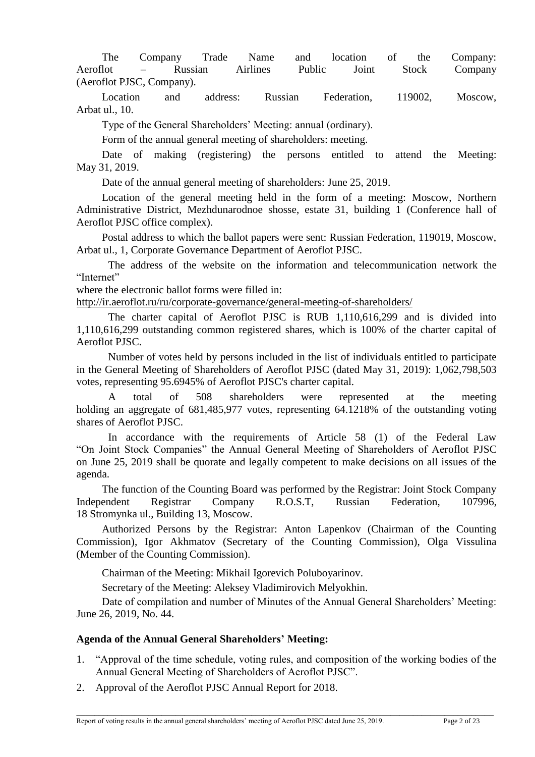The Company Trade Name and location of the Company: Aeroflot – Russian Airlines Public Joint Stock Company (Aeroflot PJSC, Company).

Location and address: Russian Federation, 119002, Moscow, Arbat ul., 10.

Type of the General Shareholders' Meeting: annual (ordinary).

Form of the annual general meeting of shareholders: meeting.

Date of making (registering) the persons entitled to attend the Meeting: May 31, 2019.

Date of the annual general meeting of shareholders: June 25, 2019.

Location of the general meeting held in the form of a meeting: Moscow, Northern Administrative District, Mezhdunarodnoe shosse, estate 31, building 1 (Conference hall of Aeroflot PJSC office complex).

Postal address to which the ballot papers were sent: Russian Federation, 119019, Moscow, Arbat ul., 1, Corporate Governance Department of Aeroflot PJSC.

The address of the website on the information and telecommunication network the "Internet"
where the electronic ballot forms were filled in:
http://ir.aeroflot.ru/ru/corporate-governance/general-meeting-of-shareholders/

The charter capital of Aeroflot PJSC is RUB 1,110,616,299 and is divided into 1,110,616,299 outstanding common registered shares, which is 100% of the charter capital of Aeroflot PJSC.

Number of votes held by persons included in the list of individuals entitled to participate in the General Meeting of Shareholders of Aeroflot PJSC (dated May 31, 2019): 1,062,798,503 votes, representing 95.6945% of Aeroflot PJSC's charter capital.

A total of 508 shareholders were represented at the meeting holding an aggregate of 681,485,977 votes, representing 64.1218% of the outstanding voting shares of Aeroflot PJSC.

In accordance with the requirements of Article 58 (1) of the Federal Law "On Joint Stock Companies" the Annual General Meeting of Shareholders of Aeroflot PJSC on June 25, 2019 shall be quorate and legally competent to make decisions on all issues of the agenda.

The function of the Counting Board was performed by the Registrar: Joint Stock Company Independent Registrar Company R.O.S.T, Russian Federation, 107996, 18 Stromynka ul., Building 13, Moscow.

Authorized Persons by the Registrar: Anton Lapenkov (Chairman of the Counting Commission), Igor Akhmatov (Secretary of the Counting Commission), Olga Vissulina (Member of the Counting Commission).

Chairman of the Meeting: Mikhail Igorevich Poluboyarinov.

Secretary of the Meeting: Aleksey Vladimirovich Melyokhin.

Date of compilation and number of Minutes of the Annual General Shareholders' Meeting: June 26, 2019, No. 44.

**Agenda of the Annual General Shareholders' Meeting:**

1. "Approval of the time schedule, voting rules, and composition of the working bodies of the Annual General Meeting of Shareholders of Aeroflot PJSC".
2. Approval of the Aeroflot PJSC Annual Report for 2018.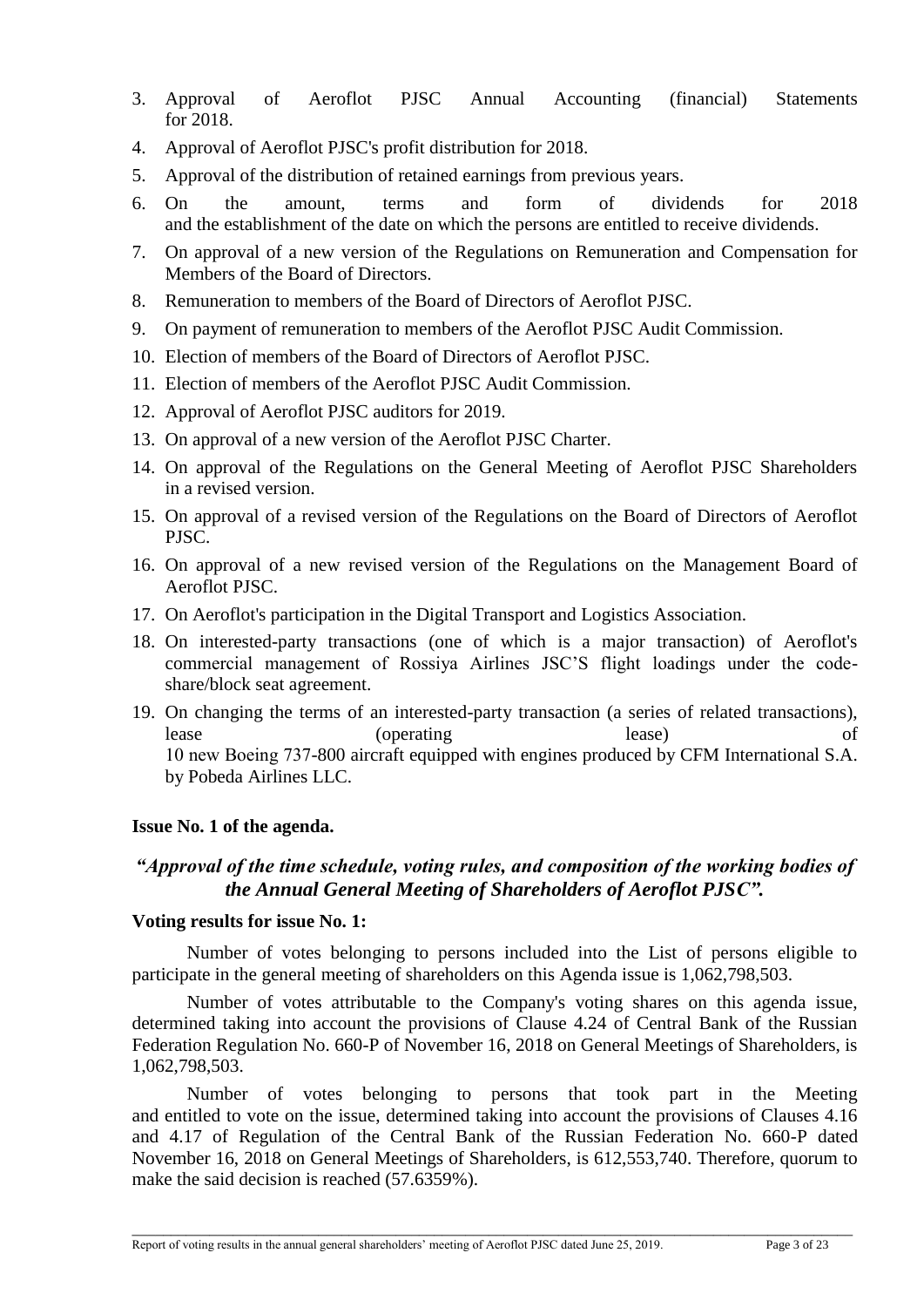3. Approval of Aeroflot PJSC Annual Accounting (financial) Statements for 2018.
4. Approval of Aeroflot PJSC's profit distribution for 2018.
5. Approval of the distribution of retained earnings from previous years.
6. On the amount, terms and form of dividends for 2018 and the establishment of the date on which the persons are entitled to receive dividends.
7. On approval of a new version of the Regulations on Remuneration and Compensation for Members of the Board of Directors.
8. Remuneration to members of the Board of Directors of Aeroflot PJSC.
9. On payment of remuneration to members of the Aeroflot PJSC Audit Commission.
10. Election of members of the Board of Directors of Aeroflot PJSC.
11. Election of members of the Aeroflot PJSC Audit Commission.
12. Approval of Aeroflot PJSC auditors for 2019.
13. On approval of a new version of the Aeroflot PJSC Charter.
14. On approval of the Regulations on the General Meeting of Aeroflot PJSC Shareholders in a revised version.
15. On approval of a revised version of the Regulations on the Board of Directors of Aeroflot PJSC.
16. On approval of a new revised version of the Regulations on the Management Board of Aeroflot PJSC.
17. On Aeroflot's participation in the Digital Transport and Logistics Association.
18. On interested-party transactions (one of which is a major transaction) of Aeroflot's commercial management of Rossiya Airlines JSC'S flight loadings under the code-share/block seat agreement.
19. On changing the terms of an interested-party transaction (a series of related transactions), lease (operating lease) of 10 new Boeing 737-800 aircraft equipped with engines produced by CFM International S.A. by Pobeda Airlines LLC.

**Issue No. 1 of the agenda.**

***"Approval of the time schedule, voting rules, and composition of the working bodies of the Annual General Meeting of Shareholders of Aeroflot PJSC".***

**Voting results for issue No. 1:**

Number of votes belonging to persons included into the List of persons eligible to participate in the general meeting of shareholders on this Agenda issue is 1,062,798,503.

Number of votes attributable to the Company's voting shares on this agenda issue, determined taking into account the provisions of Clause 4.24 of Central Bank of the Russian Federation Regulation No. 660-P of November 16, 2018 on General Meetings of Shareholders, is 1,062,798,503.

Number of votes belonging to persons that took part in the Meeting and entitled to vote on the issue, determined taking into account the provisions of Clauses 4.16 and 4.17 of Regulation of the Central Bank of the Russian Federation No. 660-P dated November 16, 2018 on General Meetings of Shareholders, is 612,553,740. Therefore, quorum to make the said decision is reached (57.6359%).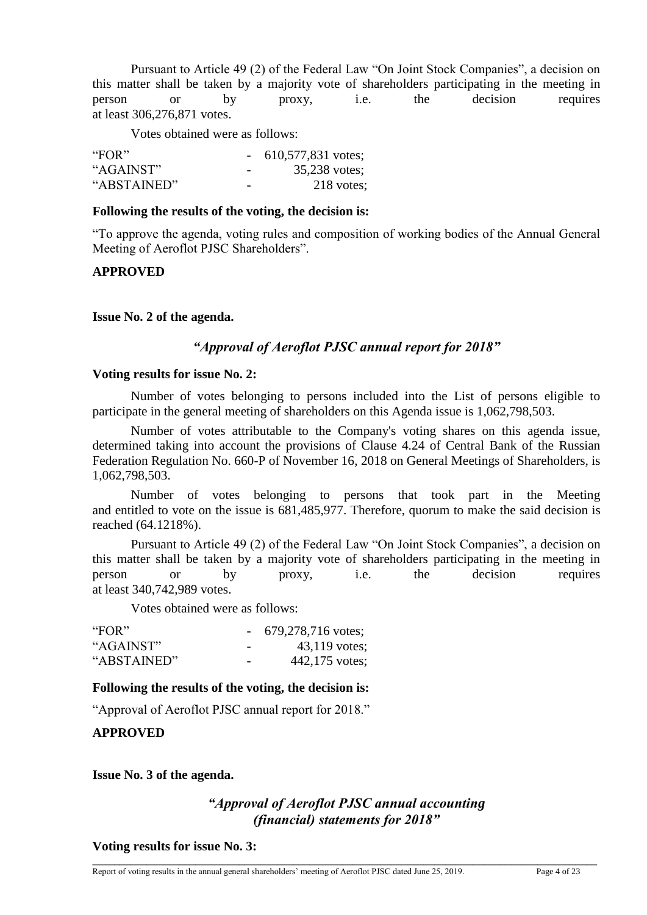Pursuant to Article 49 (2) of the Federal Law "On Joint Stock Companies", a decision on this matter shall be taken by a majority vote of shareholders participating in the meeting in person or by proxy, i.e. the decision requires at least 306,276,871 votes.

Votes obtained were as follows:

| | | |
|---|---|---|
| "FOR" | - | 610,577,831 votes; |
| "AGAINST" | - | 35,238 votes; |
| "ABSTAINED" | - | 218 votes; |

**Following the results of the voting, the decision is:**

"To approve the agenda, voting rules and composition of working bodies of the Annual General Meeting of Aeroflot PJSC Shareholders".

**APPROVED**

**Issue No. 2 of the agenda.**

***"Approval of Aeroflot PJSC annual report for 2018"***

**Voting results for issue No. 2:**

Number of votes belonging to persons included into the List of persons eligible to participate in the general meeting of shareholders on this Agenda issue is 1,062,798,503.

Number of votes attributable to the Company's voting shares on this agenda issue, determined taking into account the provisions of Clause 4.24 of Central Bank of the Russian Federation Regulation No. 660-P of November 16, 2018 on General Meetings of Shareholders, is 1,062,798,503.

Number of votes belonging to persons that took part in the Meeting and entitled to vote on the issue is 681,485,977. Therefore, quorum to make the said decision is reached (64.1218%).

Pursuant to Article 49 (2) of the Federal Law "On Joint Stock Companies", a decision on this matter shall be taken by a majority vote of shareholders participating in the meeting in person or by proxy, i.e. the decision requires at least 340,742,989 votes.

Votes obtained were as follows:

| | | |
|---|---|---|
| "FOR" | - | 679,278,716 votes; |
| "AGAINST" | - | 43,119 votes; |
| "ABSTAINED" | - | 442,175 votes; |

**Following the results of the voting, the decision is:**

"Approval of Aeroflot PJSC annual report for 2018."

**APPROVED**

**Issue No. 3 of the agenda.**

***"Approval of Aeroflot PJSC annual accounting (financial) statements for 2018"***

**Voting results for issue No. 3:**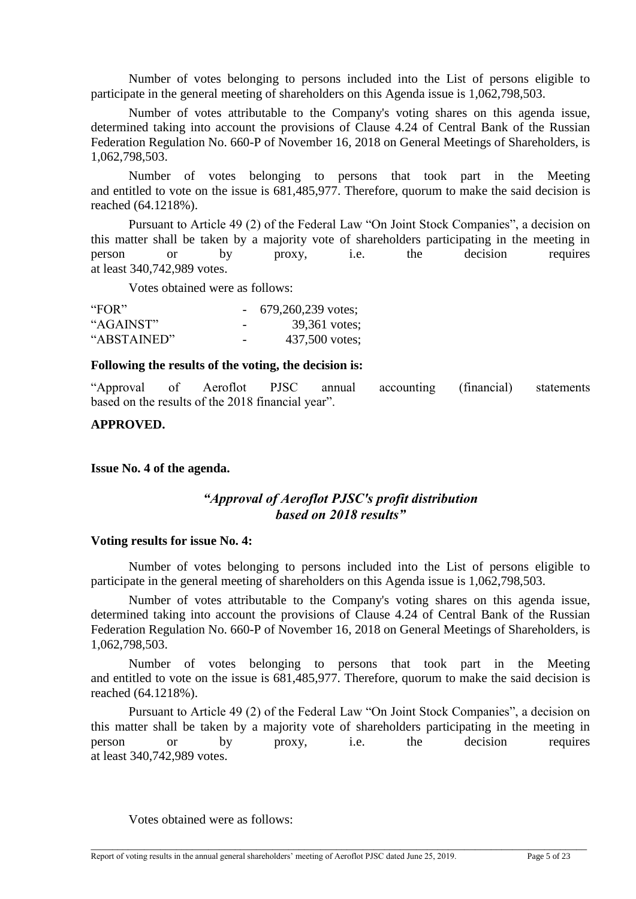Number of votes belonging to persons included into the List of persons eligible to participate in the general meeting of shareholders on this Agenda issue is 1,062,798,503.

Number of votes attributable to the Company's voting shares on this agenda issue, determined taking into account the provisions of Clause 4.24 of Central Bank of the Russian Federation Regulation No. 660-P of November 16, 2018 on General Meetings of Shareholders, is 1,062,798,503.

Number of votes belonging to persons that took part in the Meeting and entitled to vote on the issue is 681,485,977. Therefore, quorum to make the said decision is reached (64.1218%).

Pursuant to Article 49 (2) of the Federal Law "On Joint Stock Companies", a decision on this matter shall be taken by a majority vote of shareholders participating in the meeting in person or by proxy, i.e. the decision requires at least 340,742,989 votes.

Votes obtained were as follows:

| | | |
|---|---|---|
| "FOR" | - | 679,260,239 votes; |
| "AGAINST" | - | 39,361 votes; |
| "ABSTAINED" | - | 437,500 votes; |

**Following the results of the voting, the decision is:**

"Approval of Aeroflot PJSC annual accounting (financial) statements based on the results of the 2018 financial year".

**APPROVED.**

**Issue No. 4 of the agenda.**

***"Approval of Aeroflot PJSC's profit distribution based on 2018 results"***

**Voting results for issue No. 4:**

Number of votes belonging to persons included into the List of persons eligible to participate in the general meeting of shareholders on this Agenda issue is 1,062,798,503.

Number of votes attributable to the Company's voting shares on this agenda issue, determined taking into account the provisions of Clause 4.24 of Central Bank of the Russian Federation Regulation No. 660-P of November 16, 2018 on General Meetings of Shareholders, is 1,062,798,503.

Number of votes belonging to persons that took part in the Meeting and entitled to vote on the issue is 681,485,977. Therefore, quorum to make the said decision is reached (64.1218%).

Pursuant to Article 49 (2) of the Federal Law "On Joint Stock Companies", a decision on this matter shall be taken by a majority vote of shareholders participating in the meeting in person or by proxy, i.e. the decision requires at least 340,742,989 votes.

Votes obtained were as follows: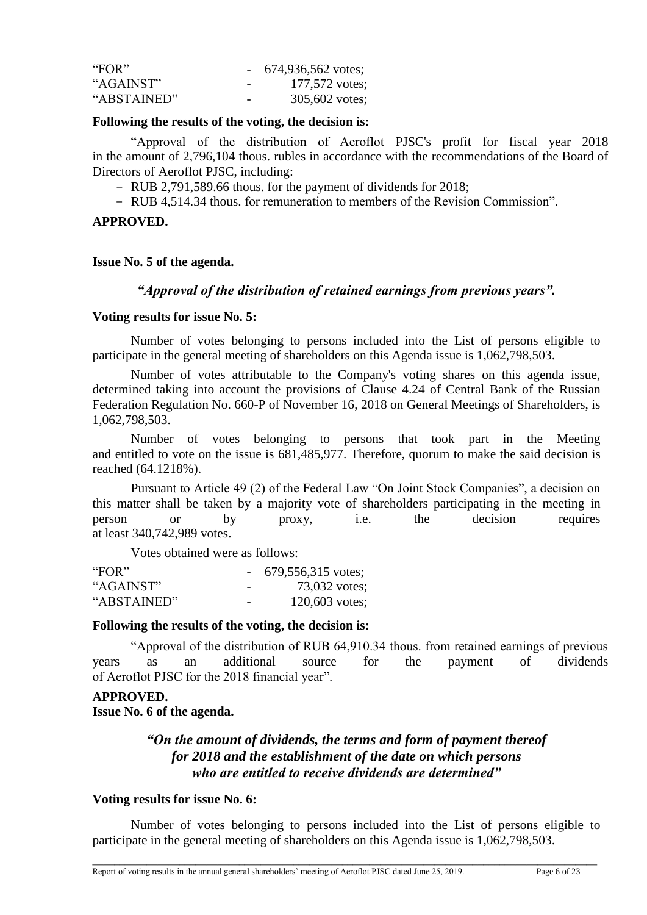| | | |
|---|---|---|
| “FOR” | - | 674,936,562 votes; |
| “AGAINST” | - | 177,572 votes; |
| “ABSTAINED” | - | 305,602 votes; |

**Following the results of the voting, the decision is:**

“Approval of the distribution of Aeroflot PJSC's profit for fiscal year 2018 in the amount of 2,796,104 thous. rubles in accordance with the recommendations of the Board of Directors of Aeroflot PJSC, including:

- RUB 2,791,589.66 thous. for the payment of dividends for 2018;
- RUB 4,514.34 thous. for remuneration to members of the Revision Commission”.

**APPROVED.**

**Issue No. 5 of the agenda.**

***“Approval of the distribution of retained earnings from previous years”.***

**Voting results for issue No. 5:**

Number of votes belonging to persons included into the List of persons eligible to participate in the general meeting of shareholders on this Agenda issue is 1,062,798,503.

Number of votes attributable to the Company's voting shares on this agenda issue, determined taking into account the provisions of Clause 4.24 of Central Bank of the Russian Federation Regulation No. 660-P of November 16, 2018 on General Meetings of Shareholders, is 1,062,798,503.

Number of votes belonging to persons that took part in the Meeting and entitled to vote on the issue is 681,485,977. Therefore, quorum to make the said decision is reached (64.1218%).

Pursuant to Article 49 (2) of the Federal Law “On Joint Stock Companies”, a decision on this matter shall be taken by a majority vote of shareholders participating in the meeting in person or by proxy, i.e. the decision requires at least 340,742,989 votes.

Votes obtained were as follows:

| | | |
|---|---|---|
| “FOR” | - | 679,556,315 votes; |
| “AGAINST” | - | 73,032 votes; |
| “ABSTAINED” | - | 120,603 votes; |

**Following the results of the voting, the decision is:**

“Approval of the distribution of RUB 64,910.34 thous. from retained earnings of previous years as an additional source for the payment of dividends of Aeroflot PJSC for the 2018 financial year”.

**APPROVED.**

**Issue No. 6 of the agenda.**

***“On the amount of dividends, the terms and form of payment thereof for 2018 and the establishment of the date on which persons who are entitled to receive dividends are determined”***

**Voting results for issue No. 6:**

Number of votes belonging to persons included into the List of persons eligible to participate in the general meeting of shareholders on this Agenda issue is 1,062,798,503.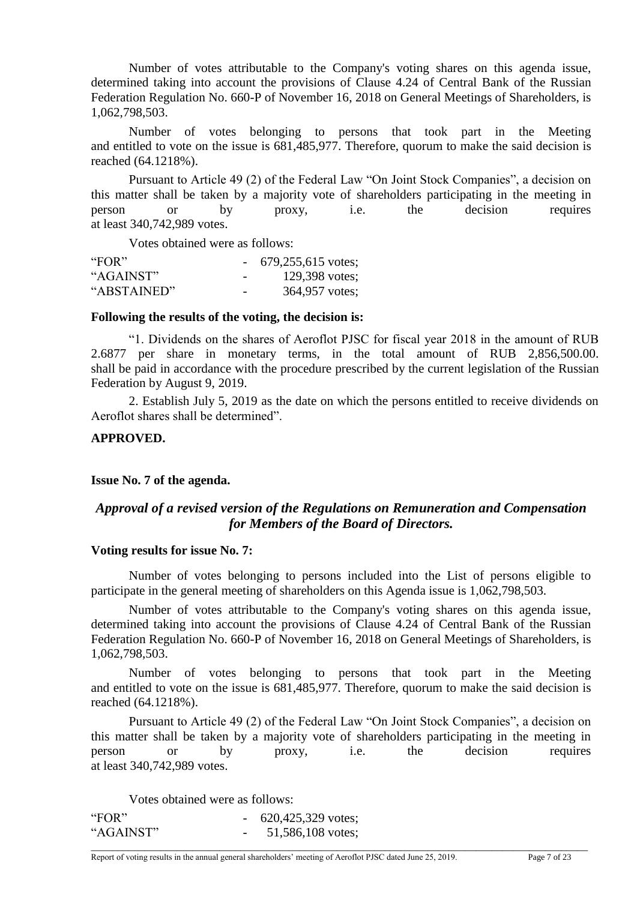Number of votes attributable to the Company's voting shares on this agenda issue, determined taking into account the provisions of Clause 4.24 of Central Bank of the Russian Federation Regulation No. 660-P of November 16, 2018 on General Meetings of Shareholders, is 1,062,798,503.

Number of votes belonging to persons that took part in the Meeting and entitled to vote on the issue is 681,485,977. Therefore, quorum to make the said decision is reached (64.1218%).

Pursuant to Article 49 (2) of the Federal Law "On Joint Stock Companies", a decision on this matter shall be taken by a majority vote of shareholders participating in the meeting in person or by proxy, i.e. the decision requires at least 340,742,989 votes.

Votes obtained were as follows:

| | | |
|---|---|---|
| "FOR" | - | 679,255,615 votes; |
| "AGAINST" | - | 129,398 votes; |
| "ABSTAINED" | - | 364,957 votes; |

**Following the results of the voting, the decision is:**

"1. Dividends on the shares of Aeroflot PJSC for fiscal year 2018 in the amount of RUB 2.6877 per share in monetary terms, in the total amount of RUB 2,856,500.00. shall be paid in accordance with the procedure prescribed by the current legislation of the Russian Federation by August 9, 2019.

2. Establish July 5, 2019 as the date on which the persons entitled to receive dividends on Aeroflot shares shall be determined".

**APPROVED.**

**Issue No. 7 of the agenda.**

***Approval of a revised version of the Regulations on Remuneration and Compensation for Members of the Board of Directors.***

**Voting results for issue No. 7:**

Number of votes belonging to persons included into the List of persons eligible to participate in the general meeting of shareholders on this Agenda issue is 1,062,798,503.

Number of votes attributable to the Company's voting shares on this agenda issue, determined taking into account the provisions of Clause 4.24 of Central Bank of the Russian Federation Regulation No. 660-P of November 16, 2018 on General Meetings of Shareholders, is 1,062,798,503.

Number of votes belonging to persons that took part in the Meeting and entitled to vote on the issue is 681,485,977. Therefore, quorum to make the said decision is reached (64.1218%).

Pursuant to Article 49 (2) of the Federal Law "On Joint Stock Companies", a decision on this matter shall be taken by a majority vote of shareholders participating in the meeting in person or by proxy, i.e. the decision requires at least 340,742,989 votes.

Votes obtained were as follows:

| | | |
|---|---|---|
| "FOR" | - | 620,425,329 votes; |
| "AGAINST" | - | 51,586,108 votes; |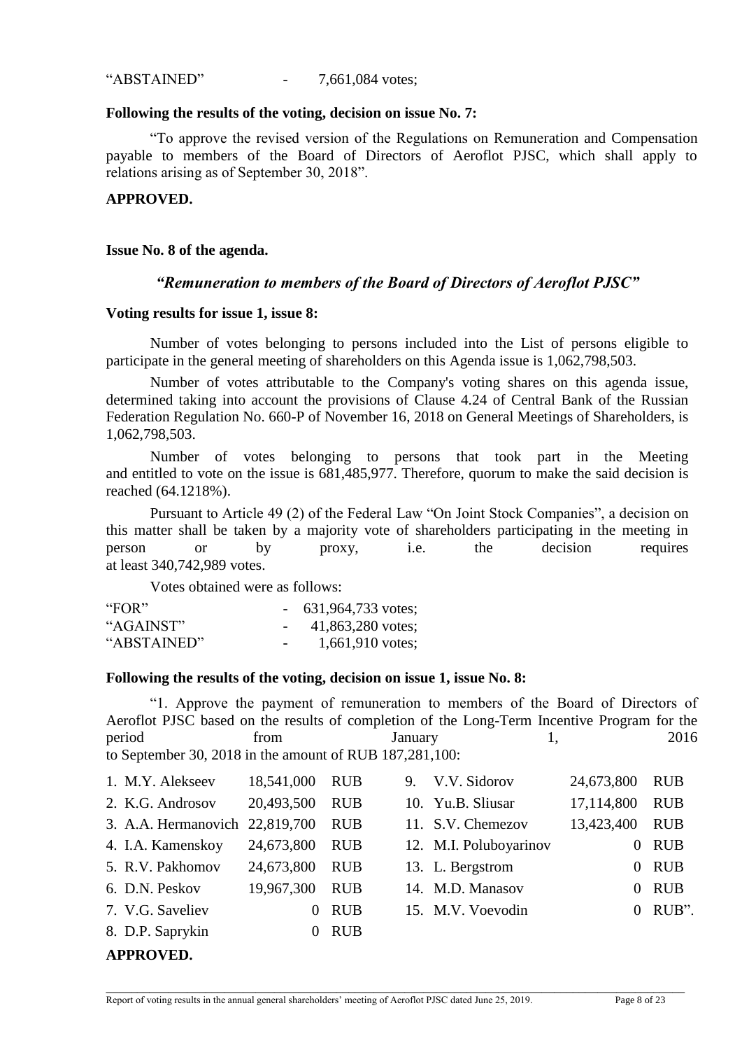"ABSTAINED" - 7,661,084 votes;

**Following the results of the voting, decision on issue No. 7:**

"To approve the revised version of the Regulations on Remuneration and Compensation payable to members of the Board of Directors of Aeroflot PJSC, which shall apply to relations arising as of September 30, 2018".

**APPROVED.**

**Issue No. 8 of the agenda.**

***"Remuneration to members of the Board of Directors of Aeroflot PJSC"***

**Voting results for issue 1, issue 8:**

Number of votes belonging to persons included into the List of persons eligible to participate in the general meeting of shareholders on this Agenda issue is 1,062,798,503.

Number of votes attributable to the Company's voting shares on this agenda issue, determined taking into account the provisions of Clause 4.24 of Central Bank of the Russian Federation Regulation No. 660-P of November 16, 2018 on General Meetings of Shareholders, is 1,062,798,503.

Number of votes belonging to persons that took part in the Meeting and entitled to vote on the issue is 681,485,977. Therefore, quorum to make the said decision is reached (64.1218%).

Pursuant to Article 49 (2) of the Federal Law "On Joint Stock Companies", a decision on this matter shall be taken by a majority vote of shareholders participating in the meeting in person or by proxy, i.e. the decision requires at least 340,742,989 votes.

Votes obtained were as follows:

"FOR" - 631,964,733 votes;
"AGAINST" - 41,863,280 votes;
"ABSTAINED" - 1,661,910 votes;

**Following the results of the voting, decision on issue 1, issue No. 8:**

"1. Approve the payment of remuneration to members of the Board of Directors of Aeroflot PJSC based on the results of completion of the Long-Term Incentive Program for the period from January 1, 2016 to September 30, 2018 in the amount of RUB 187,281,100:

1. M.Y. Alekseev 18,541,000 RUB
2. K.G. Androsov 20,493,500 RUB
3. A.A. Hermanovich 22,819,700 RUB
4. I.A. Kamenskoy 24,673,800 RUB
5. R.V. Pakhomov 24,673,800 RUB
6. D.N. Peskov 19,967,300 RUB
7. V.G. Saveliev 0 RUB
8. D.P. Saprykin 0 RUB
9. V.V. Sidorov 24,673,800 RUB
10. Yu.B. Sliusar 17,114,800 RUB
11. S.V. Chemezov 13,423,400 RUB
12. M.I. Poluboyarinov 0 RUB
13. L. Bergstrom 0 RUB
14. M.D. Manasov 0 RUB
15. M.V. Voevodin 0 RUB".

**APPROVED.**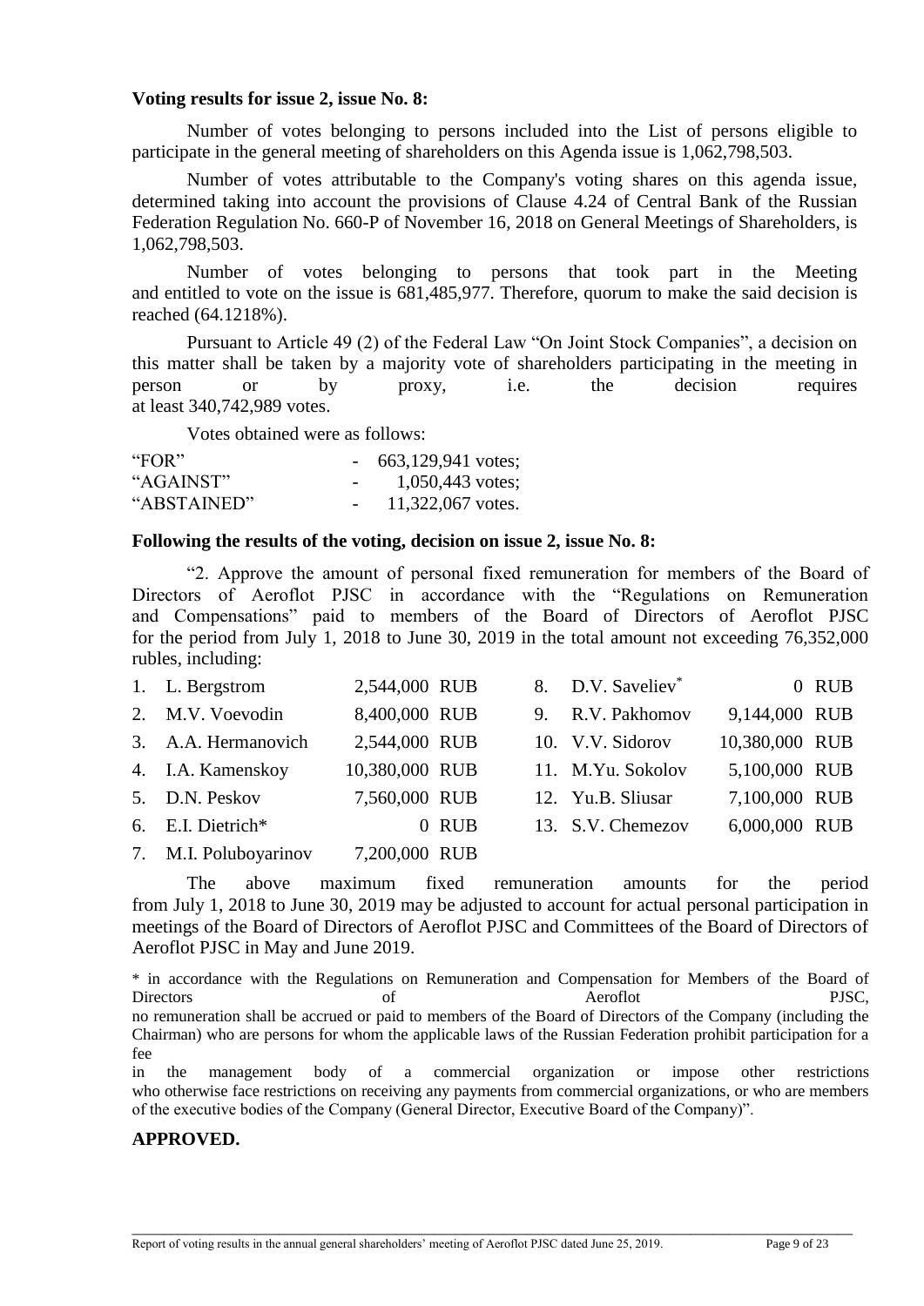**Voting results for issue 2, issue No. 8:**

Number of votes belonging to persons included into the List of persons eligible to participate in the general meeting of shareholders on this Agenda issue is 1,062,798,503.

Number of votes attributable to the Company's voting shares on this agenda issue, determined taking into account the provisions of Clause 4.24 of Central Bank of the Russian Federation Regulation No. 660-P of November 16, 2018 on General Meetings of Shareholders, is 1,062,798,503.

Number of votes belonging to persons that took part in the Meeting and entitled to vote on the issue is 681,485,977. Therefore, quorum to make the said decision is reached (64.1218%).

Pursuant to Article 49 (2) of the Federal Law "On Joint Stock Companies", a decision on this matter shall be taken by a majority vote of shareholders participating in the meeting in person or by proxy, i.e. the decision requires at least 340,742,989 votes.

Votes obtained were as follows:

| | | |
|---|---|---|
| "FOR" | - | 663,129,941 votes; |
| "AGAINST" | - | 1,050,443 votes; |
| "ABSTAINED" | - | 11,322,067 votes. |

**Following the results of the voting, decision on issue 2, issue No. 8:**

"2. Approve the amount of personal fixed remuneration for members of the Board of Directors of Aeroflot PJSC in accordance with the "Regulations on Remuneration and Compensations" paid to members of the Board of Directors of Aeroflot PJSC for the period from July 1, 2018 to June 30, 2019 in the total amount not exceeding 76,352,000 rubles, including:

| | | | | | |
|---|---|---|---|---|---|
| 1. | L. Bergstrom | 2,544,000 RUB | 8. | D.V. Saveliev* | 0 RUB |
| 2. | M.V. Voevodin | 8,400,000 RUB | 9. | R.V. Pakhomov | 9,144,000 RUB |
| 3. | A.A. Hermanovich | 2,544,000 RUB | 10. | V.V. Sidorov | 10,380,000 RUB |
| 4. | I.A. Kamenskoy | 10,380,000 RUB | 11. | M.Yu. Sokolov | 5,100,000 RUB |
| 5. | D.N. Peskov | 7,560,000 RUB | 12. | Yu.B. Sliusar | 7,100,000 RUB |
| 6. | E.I. Dietrich* | 0 RUB | 13. | S.V. Chemezov | 6,000,000 RUB |
| 7. | M.I. Poluboyarinov | 7,200,000 RUB | | | |

The above maximum fixed remuneration amounts for the period from July 1, 2018 to June 30, 2019 may be adjusted to account for actual personal participation in meetings of the Board of Directors of Aeroflot PJSC and Committees of the Board of Directors of Aeroflot PJSC in May and June 2019.

\* in accordance with the Regulations on Remuneration and Compensation for Members of the Board of Directors of Aeroflot PJSC, no remuneration shall be accrued or paid to members of the Board of Directors of the Company (including the Chairman) who are persons for whom the applicable laws of the Russian Federation prohibit participation for a fee in the management body of a commercial organization or impose other restrictions who otherwise face restrictions on receiving any payments from commercial organizations, or who are members of the executive bodies of the Company (General Director, Executive Board of the Company)".

**APPROVED.**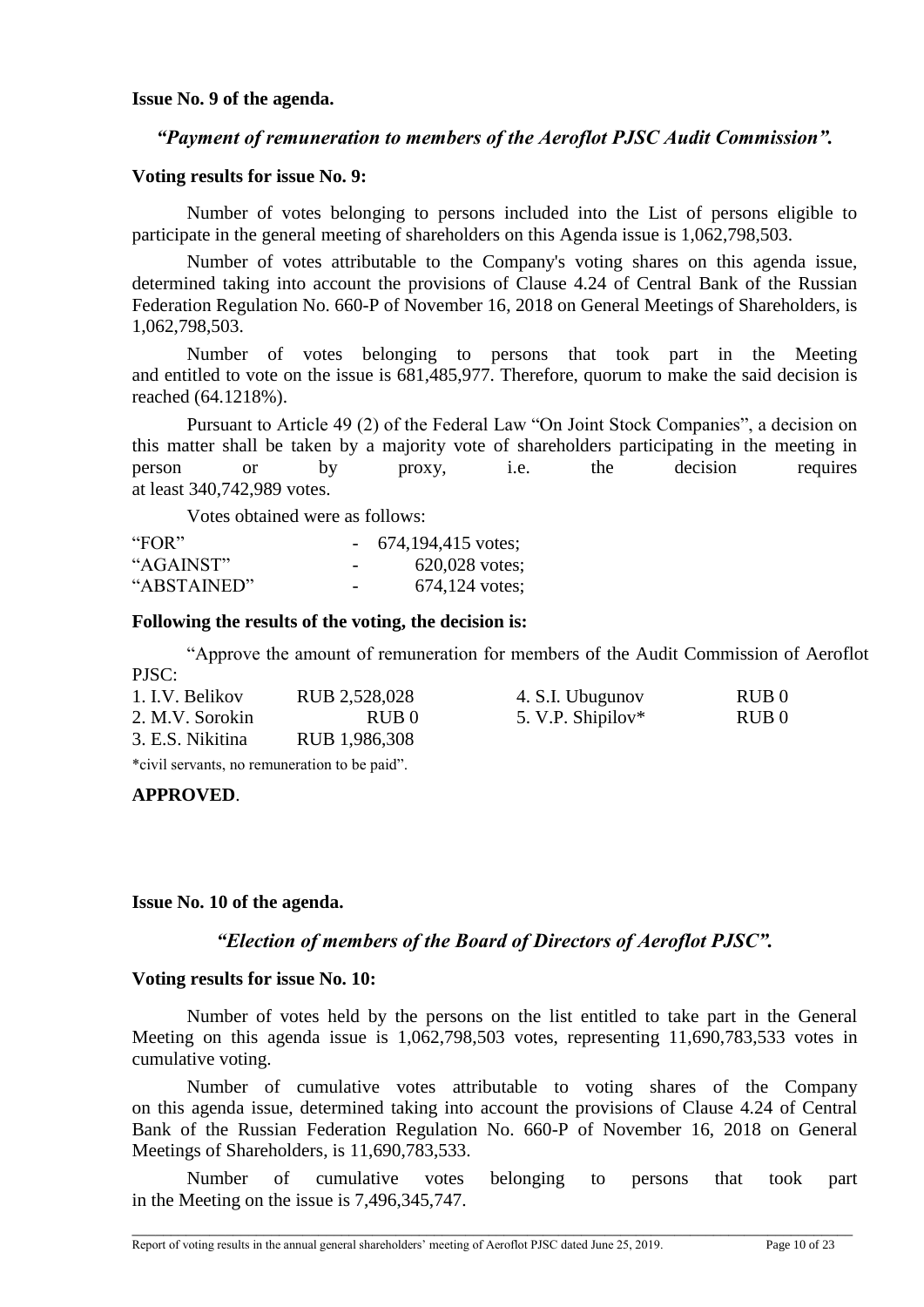**Issue No. 9 of the agenda.**

***"Payment of remuneration to members of the Aeroflot PJSC Audit Commission".***

**Voting results for issue No. 9:**

Number of votes belonging to persons included into the List of persons eligible to participate in the general meeting of shareholders on this Agenda issue is 1,062,798,503.

Number of votes attributable to the Company's voting shares on this agenda issue, determined taking into account the provisions of Clause 4.24 of Central Bank of the Russian Federation Regulation No. 660-P of November 16, 2018 on General Meetings of Shareholders, is 1,062,798,503.

Number of votes belonging to persons that took part in the Meeting and entitled to vote on the issue is 681,485,977. Therefore, quorum to make the said decision is reached (64.1218%).

Pursuant to Article 49 (2) of the Federal Law "On Joint Stock Companies", a decision on this matter shall be taken by a majority vote of shareholders participating in the meeting in person or by proxy, i.e. the decision requires at least 340,742,989 votes.

Votes obtained were as follows:

| | | |
|---|---|---|
| "FOR" | - | 674,194,415 votes; |
| "AGAINST" | - | 620,028 votes; |
| "ABSTAINED" | - | 674,124 votes; |

**Following the results of the voting, the decision is:**

"Approve the amount of remuneration for members of the Audit Commission of Aeroflot PJSC:

| | | | |
|---|---|---|---|
| 1. I.V. Belikov | RUB 2,528,028 | 4. S.I. Ubugunov | RUB 0 |
| 2. M.V. Sorokin | RUB 0 | 5. V.P. Shipilov* | RUB 0 |
| 3. E.S. Nikitina | RUB 1,986,308 | | |

*civil servants, no remuneration to be paid".

**APPROVED**.

**Issue No. 10 of the agenda.**

***"Election of members of the Board of Directors of Aeroflot PJSC".***

**Voting results for issue No. 10:**

Number of votes held by the persons on the list entitled to take part in the General Meeting on this agenda issue is 1,062,798,503 votes, representing 11,690,783,533 votes in cumulative voting.

Number of cumulative votes attributable to voting shares of the Company on this agenda issue, determined taking into account the provisions of Clause 4.24 of Central Bank of the Russian Federation Regulation No. 660-P of November 16, 2018 on General Meetings of Shareholders, is 11,690,783,533.

Number of cumulative votes belonging to persons that took part in the Meeting on the issue is 7,496,345,747.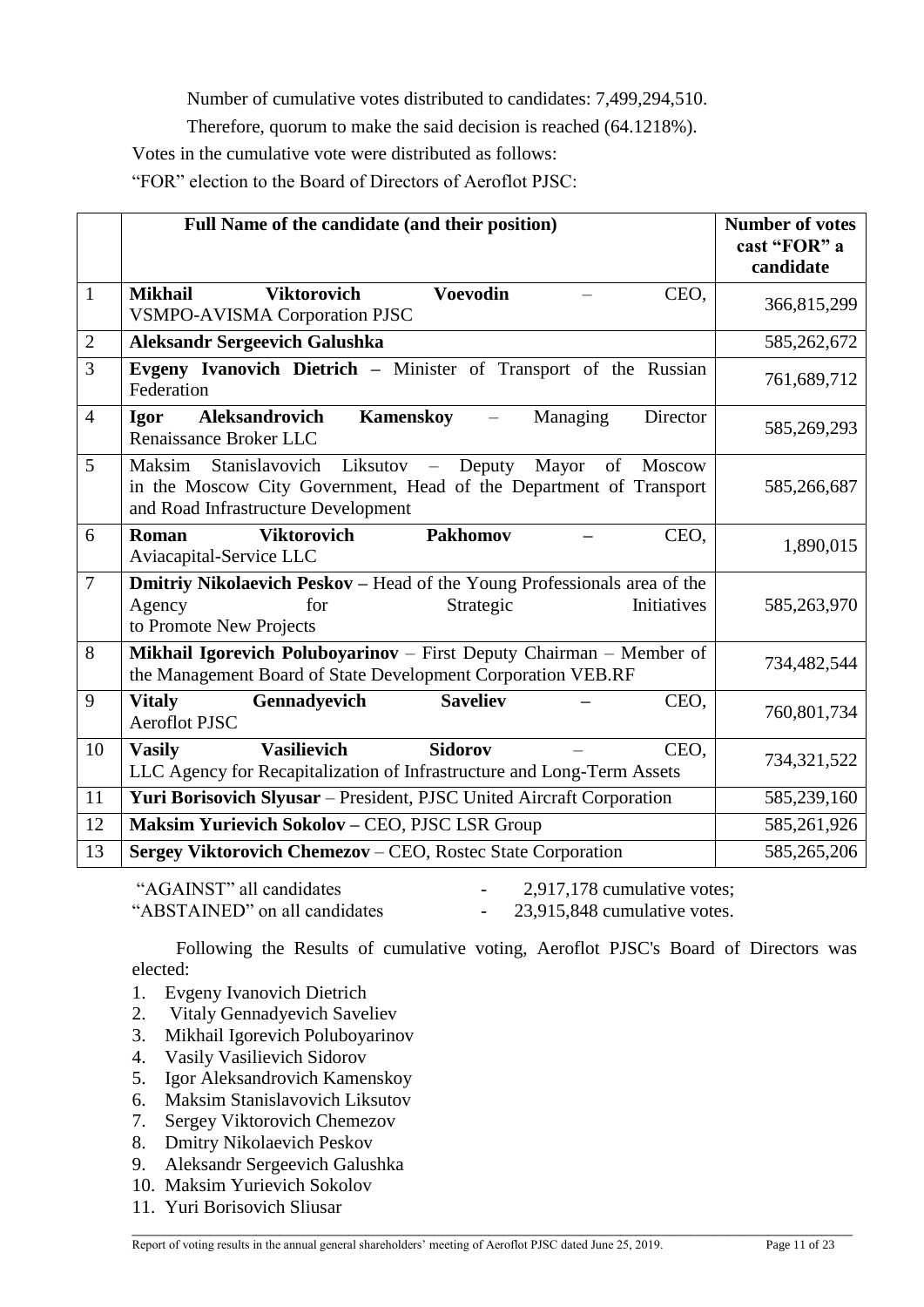Number of cumulative votes distributed to candidates: 7,499,294,510.

Therefore, quorum to make the said decision is reached (64.1218%).

Votes in the cumulative vote were distributed as follows:

"FOR" election to the Board of Directors of Aeroflot PJSC:

| | Full Name of the candidate (and their position) | Number of votes cast "FOR" a candidate |
|---|---|---|
| 1 | **Mikhail Viktorovich Voevodin** – CEO, VSMPO-AVISMA Corporation PJSC | 366,815,299 |
| 2 | **Aleksandr Sergeevich Galushka** | 585,262,672 |
| 3 | **Evgeny Ivanovich Dietrich –** Minister of Transport of the Russian Federation | 761,689,712 |
| 4 | **Igor Aleksandrovich Kamenskoy** – Managing Director Renaissance Broker LLC | 585,269,293 |
| 5 | Maksim Stanislavovich Liksutov – Deputy Mayor of Moscow in the Moscow City Government, Head of the Department of Transport and Road Infrastructure Development | 585,266,687 |
| 6 | **Roman Viktorovich Pakhomov –** CEO, Aviacapital-Service LLC | 1,890,015 |
| 7 | **Dmitriy Nikolaevich Peskov –** Head of the Young Professionals area of the Agency for Strategic Initiatives to Promote New Projects | 585,263,970 |
| 8 | **Mikhail Igorevich Poluboyarinov** – First Deputy Chairman – Member of the Management Board of State Development Corporation VEB.RF | 734,482,544 |
| 9 | **Vitaly Gennadyevich Saveliev –** CEO, Aeroflot PJSC | 760,801,734 |
| 10 | **Vasily Vasilievich Sidorov** – CEO, LLC Agency for Recapitalization of Infrastructure and Long-Term Assets | 734,321,522 |
| 11 | **Yuri Borisovich Slyusar** – President, PJSC United Aircraft Corporation | 585,239,160 |
| 12 | **Maksim Yurievich Sokolov –** CEO, PJSC LSR Group | 585,261,926 |
| 13 | **Sergey Viktorovich Chemezov** – CEO, Rostec State Corporation | 585,265,206 |

"AGAINST" all candidates - 2,917,178 cumulative votes;
"ABSTAINED" on all candidates - 23,915,848 cumulative votes.

Following the Results of cumulative voting, Aeroflot PJSC's Board of Directors was elected:

1. Evgeny Ivanovich Dietrich
2. Vitaly Gennadyevich Saveliev
3. Mikhail Igorevich Poluboyarinov
4. Vasily Vasilievich Sidorov
5. Igor Aleksandrovich Kamenskoy
6. Maksim Stanislavovich Liksutov
7. Sergey Viktorovich Chemezov
8. Dmitry Nikolaevich Peskov
9. Aleksandr Sergeevich Galushka
10. Maksim Yurievich Sokolov
11. Yuri Borisovich Sliusar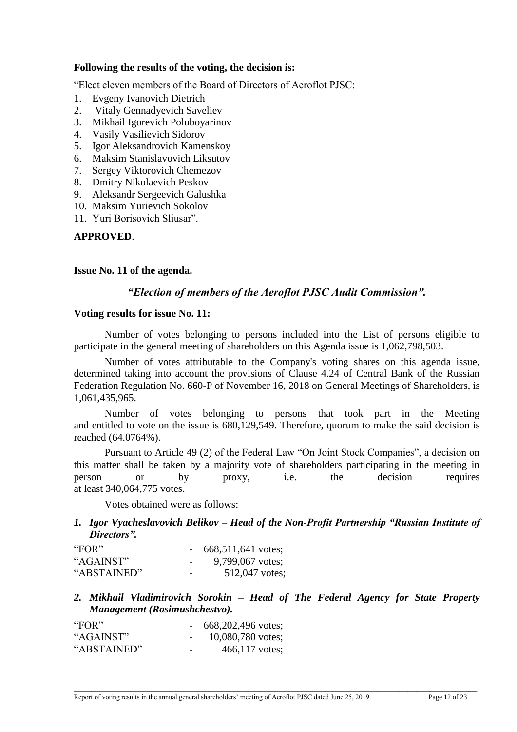**Following the results of the voting, the decision is:**

"Elect eleven members of the Board of Directors of Aeroflot PJSC:

1. Evgeny Ivanovich Dietrich
2. Vitaly Gennadyevich Saveliev
3. Mikhail Igorevich Poluboyarinov
4. Vasily Vasilievich Sidorov
5. Igor Aleksandrovich Kamenskoy
6. Maksim Stanislavovich Liksutov
7. Sergey Viktorovich Chemezov
8. Dmitry Nikolaevich Peskov
9. Aleksandr Sergeevich Galushka
10. Maksim Yurievich Sokolov
11. Yuri Borisovich Sliusar".

**APPROVED**.

**Issue No. 11 of the agenda.**

***"Election of members of the Aeroflot PJSC Audit Commission".***

**Voting results for issue No. 11:**

Number of votes belonging to persons included into the List of persons eligible to participate in the general meeting of shareholders on this Agenda issue is 1,062,798,503.

Number of votes attributable to the Company's voting shares on this agenda issue, determined taking into account the provisions of Clause 4.24 of Central Bank of the Russian Federation Regulation No. 660-P of November 16, 2018 on General Meetings of Shareholders, is 1,061,435,965.

Number of votes belonging to persons that took part in the Meeting and entitled to vote on the issue is 680,129,549. Therefore, quorum to make the said decision is reached (64.0764%).

Pursuant to Article 49 (2) of the Federal Law "On Joint Stock Companies", a decision on this matter shall be taken by a majority vote of shareholders participating in the meeting in person or by proxy, i.e. the decision requires at least 340,064,775 votes.

Votes obtained were as follows:

***1. Igor Vyacheslavovich Belikov – Head of the Non-Profit Partnership "Russian Institute of Directors".***

| | | |
|---|---|---|
| "FOR" | - | 668,511,641 votes; |
| "AGAINST" | - | 9,799,067 votes; |
| "ABSTAINED" | - | 512,047 votes; |

***2. Mikhail Vladimirovich Sorokin – Head of The Federal Agency for State Property Management (Rosimushchestvo).***

| | | |
|---|---|---|
| "FOR" | - | 668,202,496 votes; |
| "AGAINST" | - | 10,080,780 votes; |
| "ABSTAINED" | - | 466,117 votes; |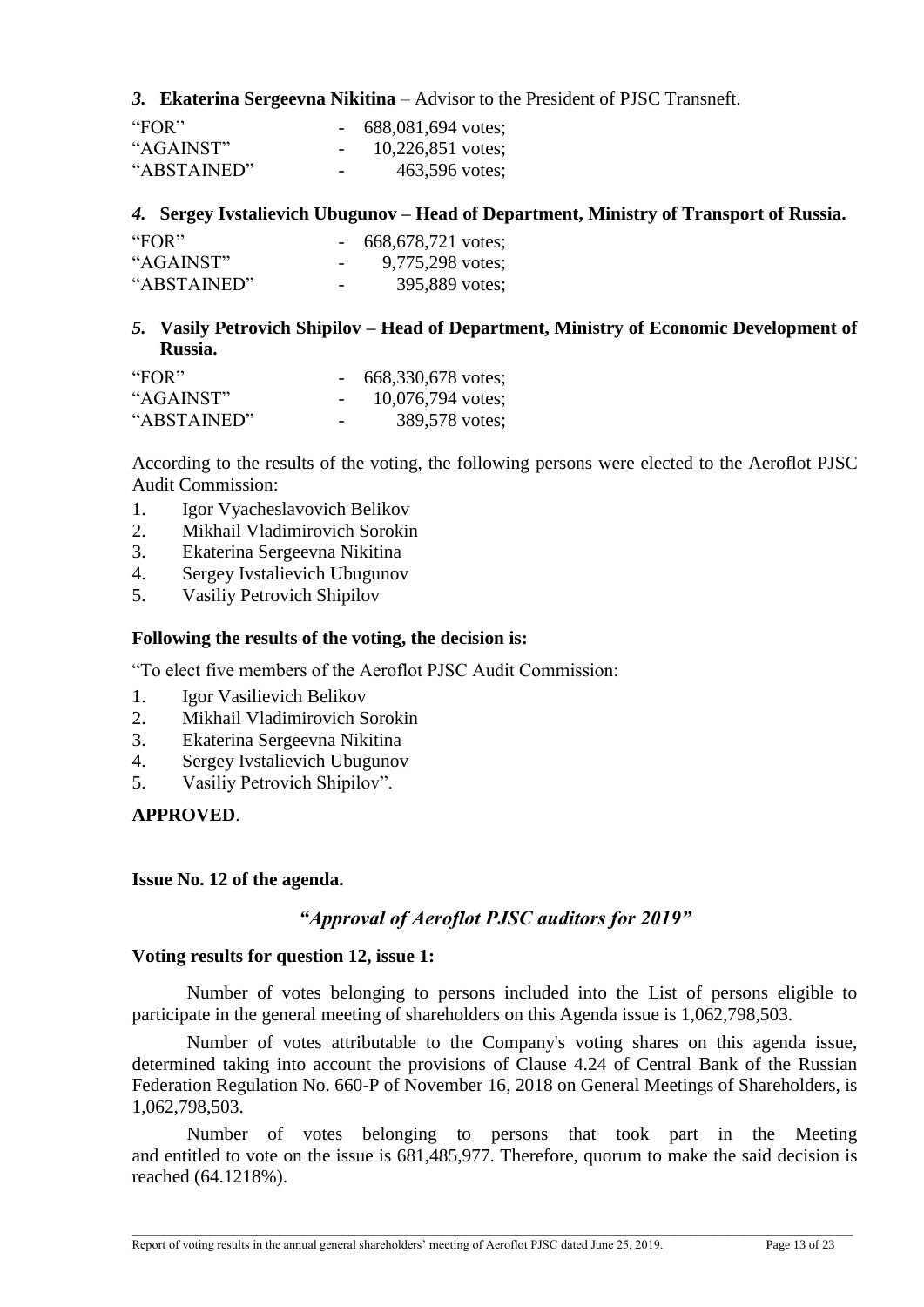***3.*** **Ekaterina Sergeevna Nikitina** – Advisor to the President of PJSC Transneft.

| | | |
|---|---|---|
| "FOR" | - | 688,081,694 votes; |
| "AGAINST" | - | 10,226,851 votes; |
| "ABSTAINED" | - | 463,596 votes; |

***4.*** **Sergey Ivstalievich Ubugunov – Head of Department, Ministry of Transport of Russia.**

| | | |
|---|---|---|
| "FOR" | - | 668,678,721 votes; |
| "AGAINST" | - | 9,775,298 votes; |
| "ABSTAINED" | - | 395,889 votes; |

***5.*** **Vasily Petrovich Shipilov – Head of Department, Ministry of Economic Development of Russia.**

| | | |
|---|---|---|
| "FOR" | - | 668,330,678 votes; |
| "AGAINST" | - | 10,076,794 votes; |
| "ABSTAINED" | - | 389,578 votes; |

According to the results of the voting, the following persons were elected to the Aeroflot PJSC Audit Commission:

1. Igor Vyacheslavovich Belikov
2. Mikhail Vladimirovich Sorokin
3. Ekaterina Sergeevna Nikitina
4. Sergey Ivstalievich Ubugunov
5. Vasiliy Petrovich Shipilov

**Following the results of the voting, the decision is:**

"To elect five members of the Aeroflot PJSC Audit Commission:

1. Igor Vasilievich Belikov
2. Mikhail Vladimirovich Sorokin
3. Ekaterina Sergeevna Nikitina
4. Sergey Ivstalievich Ubugunov
5. Vasiliy Petrovich Shipilov".

**APPROVED**.

**Issue No. 12 of the agenda.**

***"Approval of Aeroflot PJSC auditors for 2019"***

**Voting results for question 12, issue 1:**

Number of votes belonging to persons included into the List of persons eligible to participate in the general meeting of shareholders on this Agenda issue is 1,062,798,503.

Number of votes attributable to the Company's voting shares on this agenda issue, determined taking into account the provisions of Clause 4.24 of Central Bank of the Russian Federation Regulation No. 660-P of November 16, 2018 on General Meetings of Shareholders, is 1,062,798,503.

Number of votes belonging to persons that took part in the Meeting and entitled to vote on the issue is 681,485,977. Therefore, quorum to make the said decision is reached (64.1218%).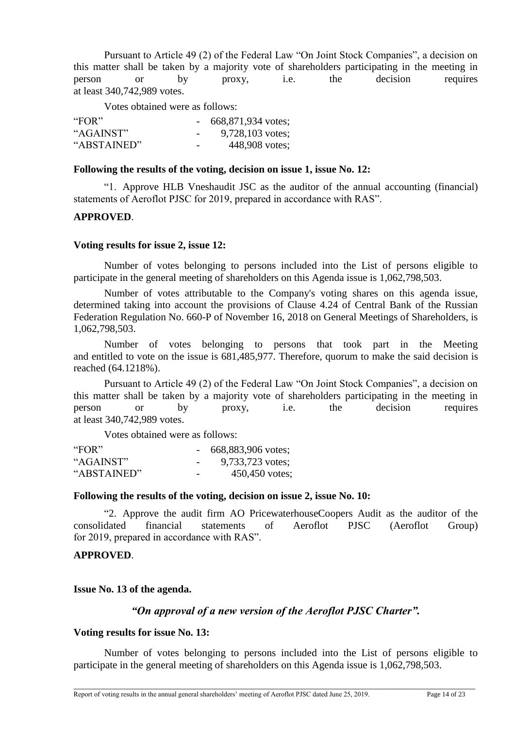Pursuant to Article 49 (2) of the Federal Law "On Joint Stock Companies", a decision on this matter shall be taken by a majority vote of shareholders participating in the meeting in person or by proxy, i.e. the decision requires at least 340,742,989 votes.

Votes obtained were as follows:

| | | |
|---|---|---|
| "FOR" | - | 668,871,934 votes; |
| "AGAINST" | - | 9,728,103 votes; |
| "ABSTAINED" | - | 448,908 votes; |

**Following the results of the voting, decision on issue 1, issue No. 12:**

"1. Approve HLB Vneshaudit JSC as the auditor of the annual accounting (financial) statements of Aeroflot PJSC for 2019, prepared in accordance with RAS".

**APPROVED**.

**Voting results for issue 2, issue 12:**

Number of votes belonging to persons included into the List of persons eligible to participate in the general meeting of shareholders on this Agenda issue is 1,062,798,503.

Number of votes attributable to the Company's voting shares on this agenda issue, determined taking into account the provisions of Clause 4.24 of Central Bank of the Russian Federation Regulation No. 660-P of November 16, 2018 on General Meetings of Shareholders, is 1,062,798,503.

Number of votes belonging to persons that took part in the Meeting and entitled to vote on the issue is 681,485,977. Therefore, quorum to make the said decision is reached (64.1218%).

Pursuant to Article 49 (2) of the Federal Law "On Joint Stock Companies", a decision on this matter shall be taken by a majority vote of shareholders participating in the meeting in person or by proxy, i.e. the decision requires at least 340,742,989 votes.

Votes obtained were as follows:

| | | |
|---|---|---|
| "FOR" | - | 668,883,906 votes; |
| "AGAINST" | - | 9,733,723 votes; |
| "ABSTAINED" | - | 450,450 votes; |

**Following the results of the voting, decision on issue 2, issue No. 10:**

"2. Approve the audit firm AO PricewaterhouseCoopers Audit as the auditor of the consolidated financial statements of Aeroflot PJSC (Aeroflot Group) for 2019, prepared in accordance with RAS".

**APPROVED**.

**Issue No. 13 of the agenda.**

***"On approval of a new version of the Aeroflot PJSC Charter".***

**Voting results for issue No. 13:**

Number of votes belonging to persons included into the List of persons eligible to participate in the general meeting of shareholders on this Agenda issue is 1,062,798,503.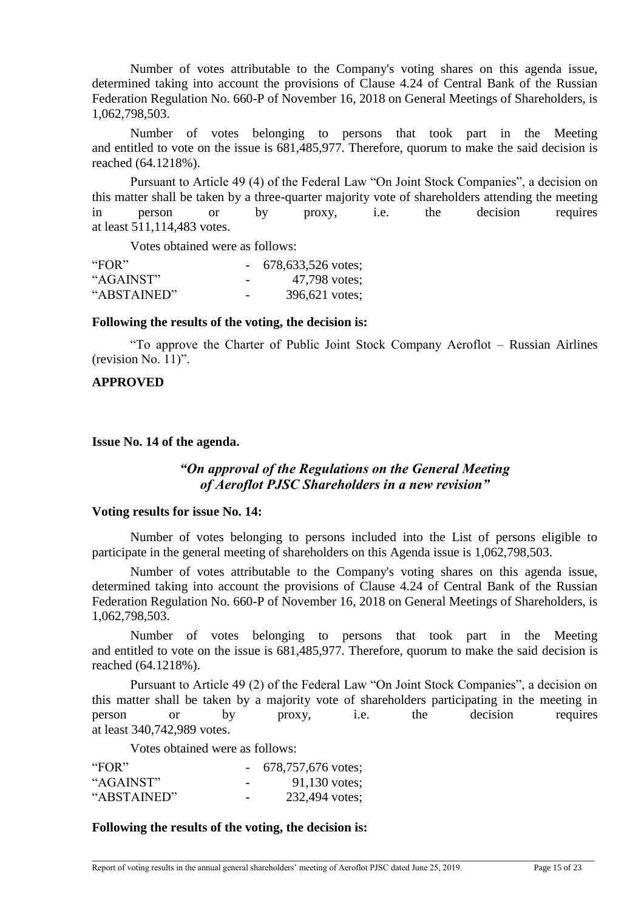Number of votes attributable to the Company's voting shares on this agenda issue, determined taking into account the provisions of Clause 4.24 of Central Bank of the Russian Federation Regulation No. 660-P of November 16, 2018 on General Meetings of Shareholders, is 1,062,798,503.

Number of votes belonging to persons that took part in the Meeting and entitled to vote on the issue is 681,485,977. Therefore, quorum to make the said decision is reached (64.1218%).

Pursuant to Article 49 (4) of the Federal Law "On Joint Stock Companies", a decision on this matter shall be taken by a three-quarter majority vote of shareholders attending the meeting in person or by proxy, i.e. the decision requires at least 511,114,483 votes.

Votes obtained were as follows:

| | | |
|---|---|---|
| "FOR" | - | 678,633,526 votes; |
| "AGAINST" | - | 47,798 votes; |
| "ABSTAINED" | - | 396,621 votes; |

**Following the results of the voting, the decision is:**

"To approve the Charter of Public Joint Stock Company Aeroflot – Russian Airlines (revision No. 11)".

**APPROVED**

**Issue No. 14 of the agenda.**

***"On approval of the Regulations on the General Meeting of Aeroflot PJSC Shareholders in a new revision"***

**Voting results for issue No. 14:**

Number of votes belonging to persons included into the List of persons eligible to participate in the general meeting of shareholders on this Agenda issue is 1,062,798,503.

Number of votes attributable to the Company's voting shares on this agenda issue, determined taking into account the provisions of Clause 4.24 of Central Bank of the Russian Federation Regulation No. 660-P of November 16, 2018 on General Meetings of Shareholders, is 1,062,798,503.

Number of votes belonging to persons that took part in the Meeting and entitled to vote on the issue is 681,485,977. Therefore, quorum to make the said decision is reached (64.1218%).

Pursuant to Article 49 (2) of the Federal Law "On Joint Stock Companies", a decision on this matter shall be taken by a majority vote of shareholders participating in the meeting in person or by proxy, i.e. the decision requires at least 340,742,989 votes.

Votes obtained were as follows:

| | | |
|---|---|---|
| "FOR" | - | 678,757,676 votes; |
| "AGAINST" | - | 91,130 votes; |
| "ABSTAINED" | - | 232,494 votes; |

**Following the results of the voting, the decision is:**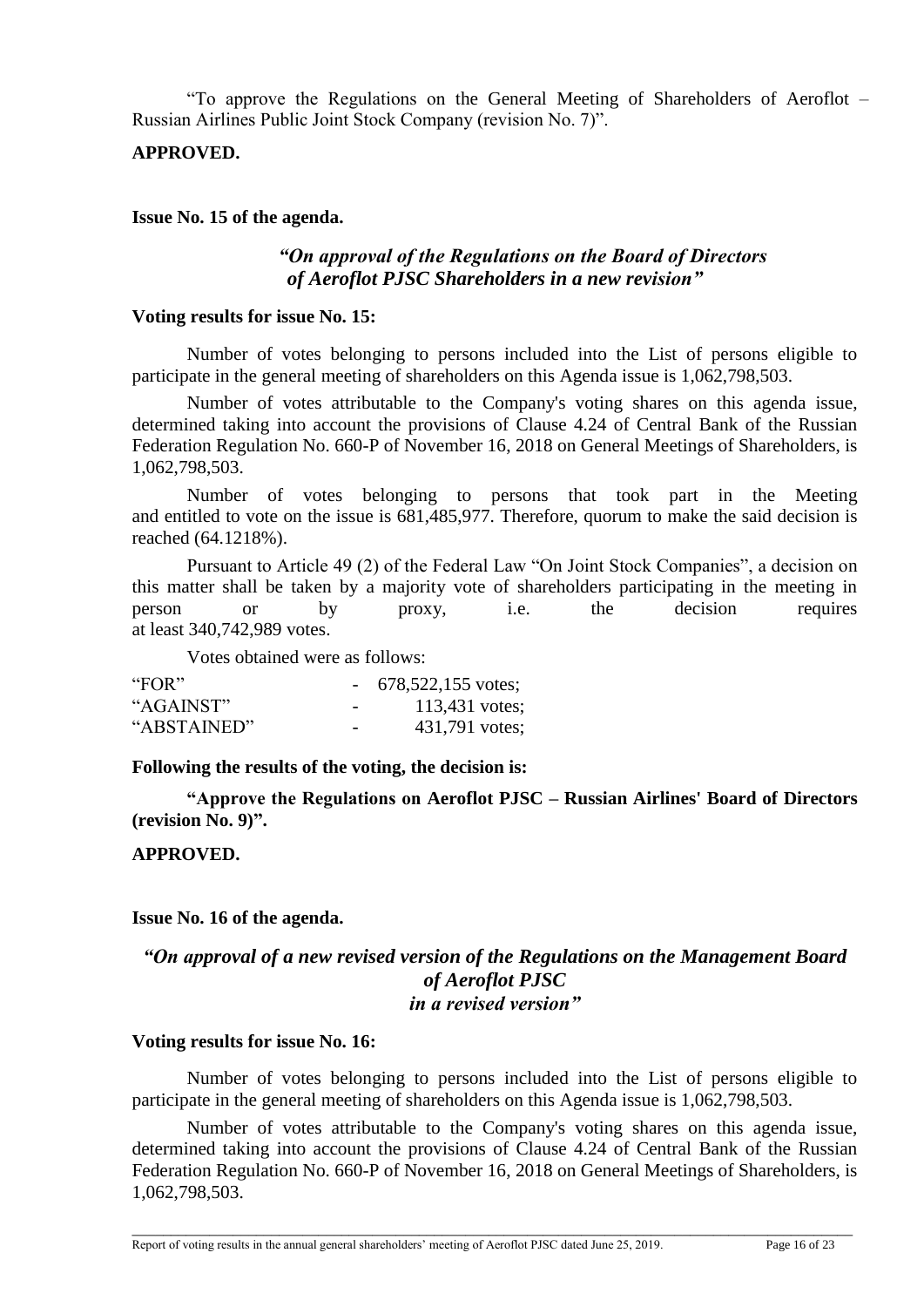"To approve the Regulations on the General Meeting of Shareholders of Aeroflot – Russian Airlines Public Joint Stock Company (revision No. 7)".

**APPROVED.**

**Issue No. 15 of the agenda.**

***"On approval of the Regulations on the Board of Directors of Aeroflot PJSC Shareholders in a new revision"***

**Voting results for issue No. 15:**

Number of votes belonging to persons included into the List of persons eligible to participate in the general meeting of shareholders on this Agenda issue is 1,062,798,503.

Number of votes attributable to the Company's voting shares on this agenda issue, determined taking into account the provisions of Clause 4.24 of Central Bank of the Russian Federation Regulation No. 660-P of November 16, 2018 on General Meetings of Shareholders, is 1,062,798,503.

Number of votes belonging to persons that took part in the Meeting and entitled to vote on the issue is 681,485,977. Therefore, quorum to make the said decision is reached (64.1218%).

Pursuant to Article 49 (2) of the Federal Law "On Joint Stock Companies", a decision on this matter shall be taken by a majority vote of shareholders participating in the meeting in person or by proxy, i.e. the decision requires at least 340,742,989 votes.

Votes obtained were as follows:

| | | |
|---|---|---|
| "FOR" | - | 678,522,155 votes; |
| "AGAINST" | - | 113,431 votes; |
| "ABSTAINED" | - | 431,791 votes; |

**Following the results of the voting, the decision is:**

**"Approve the Regulations on Aeroflot PJSC – Russian Airlines' Board of Directors (revision No. 9)".**

**APPROVED.**

**Issue No. 16 of the agenda.**

***"On approval of a new revised version of the Regulations on the Management Board of Aeroflot PJSC in a revised version"***

**Voting results for issue No. 16:**

Number of votes belonging to persons included into the List of persons eligible to participate in the general meeting of shareholders on this Agenda issue is 1,062,798,503.

Number of votes attributable to the Company's voting shares on this agenda issue, determined taking into account the provisions of Clause 4.24 of Central Bank of the Russian Federation Regulation No. 660-P of November 16, 2018 on General Meetings of Shareholders, is 1,062,798,503.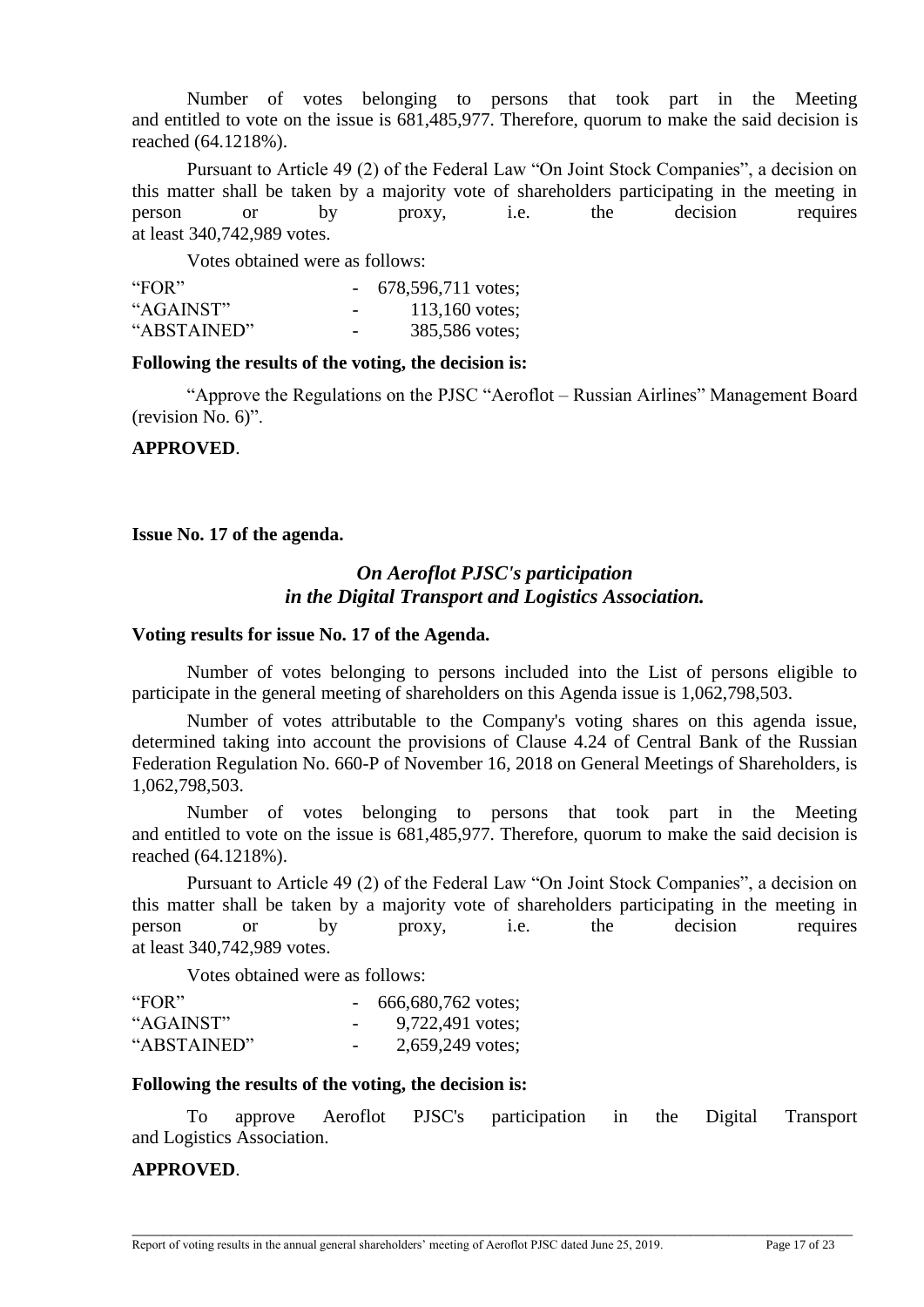Number of votes belonging to persons that took part in the Meeting and entitled to vote on the issue is 681,485,977. Therefore, quorum to make the said decision is reached (64.1218%).

Pursuant to Article 49 (2) of the Federal Law "On Joint Stock Companies", a decision on this matter shall be taken by a majority vote of shareholders participating in the meeting in person or by proxy, i.e. the decision requires at least 340,742,989 votes.

Votes obtained were as follows:

| | | |
|---|---|---|
| "FOR" | - | 678,596,711 votes; |
| "AGAINST" | - | 113,160 votes; |
| "ABSTAINED" | - | 385,586 votes; |

**Following the results of the voting, the decision is:**

"Approve the Regulations on the PJSC "Aeroflot – Russian Airlines" Management Board (revision No. 6)".

**APPROVED**.

**Issue No. 17 of the agenda.**

### *On Aeroflot PJSC's participation in the Digital Transport and Logistics Association.*

**Voting results for issue No. 17 of the Agenda.**

Number of votes belonging to persons included into the List of persons eligible to participate in the general meeting of shareholders on this Agenda issue is 1,062,798,503.

Number of votes attributable to the Company's voting shares on this agenda issue, determined taking into account the provisions of Clause 4.24 of Central Bank of the Russian Federation Regulation No. 660-P of November 16, 2018 on General Meetings of Shareholders, is 1,062,798,503.

Number of votes belonging to persons that took part in the Meeting and entitled to vote on the issue is 681,485,977. Therefore, quorum to make the said decision is reached (64.1218%).

Pursuant to Article 49 (2) of the Federal Law "On Joint Stock Companies", a decision on this matter shall be taken by a majority vote of shareholders participating in the meeting in person or by proxy, i.e. the decision requires at least 340,742,989 votes.

Votes obtained were as follows:

| | | |
|---|---|---|
| "FOR" | - | 666,680,762 votes; |
| "AGAINST" | - | 9,722,491 votes; |
| "ABSTAINED" | - | 2,659,249 votes; |

**Following the results of the voting, the decision is:**

To approve Aeroflot PJSC's participation in the Digital Transport and Logistics Association.

**APPROVED**.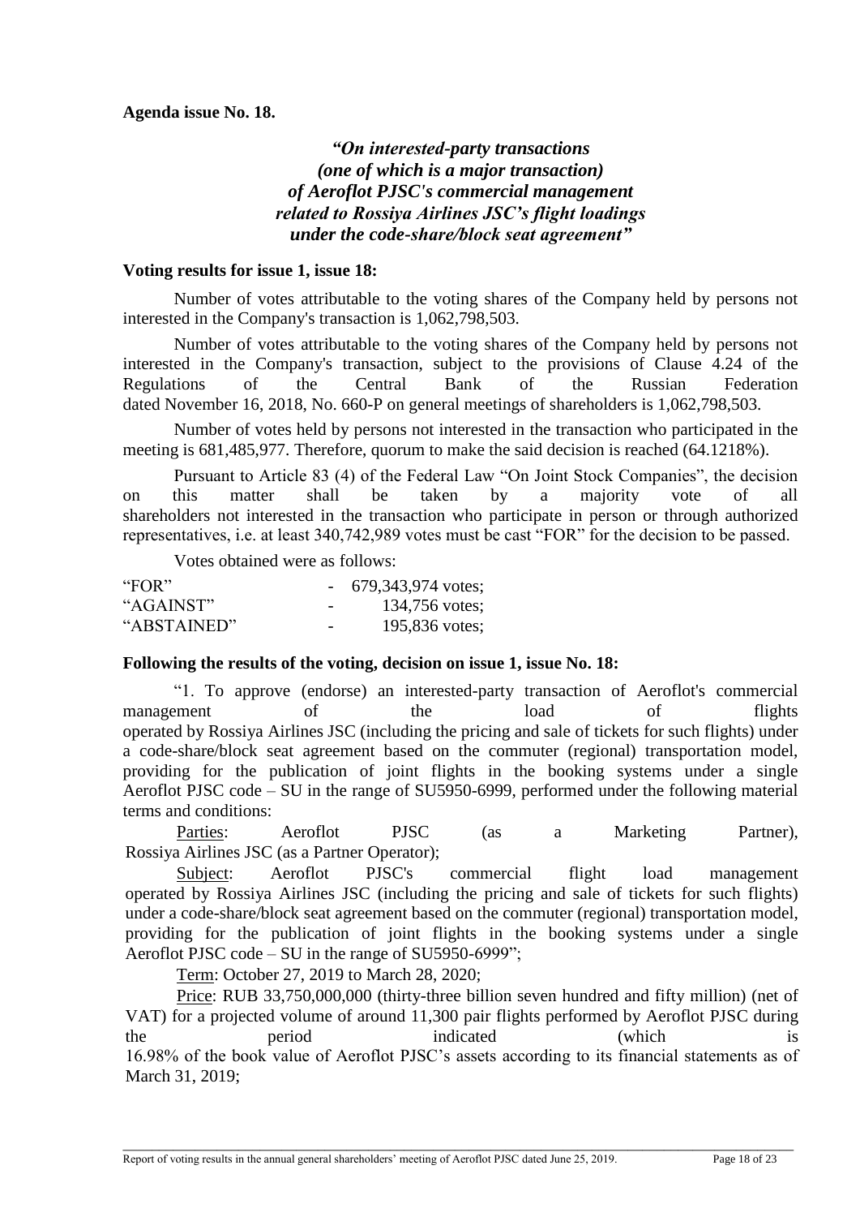**Agenda issue No. 18.**

***"On interested-party transactions (one of which is a major transaction) of Aeroflot PJSC's commercial management related to Rossiya Airlines JSC's flight loadings under the code-share/block seat agreement"***

**Voting results for issue 1, issue 18:**

Number of votes attributable to the voting shares of the Company held by persons not interested in the Company's transaction is 1,062,798,503.

Number of votes attributable to the voting shares of the Company held by persons not interested in the Company's transaction, subject to the provisions of Clause 4.24 of the Regulations of the Central Bank of the Russian Federation dated November 16, 2018, No. 660-P on general meetings of shareholders is 1,062,798,503.

Number of votes held by persons not interested in the transaction who participated in the meeting is 681,485,977. Therefore, quorum to make the said decision is reached (64.1218%).

Pursuant to Article 83 (4) of the Federal Law "On Joint Stock Companies", the decision on this matter shall be taken by a majority vote of all shareholders not interested in the transaction who participate in person or through authorized representatives, i.e. at least 340,742,989 votes must be cast "FOR" for the decision to be passed.

Votes obtained were as follows:

| | | |
|---|---|---|
| "FOR" | - | 679,343,974 votes; |
| "AGAINST" | - | 134,756 votes; |
| "ABSTAINED" | - | 195,836 votes; |

**Following the results of the voting, decision on issue 1, issue No. 18:**

"1. To approve (endorse) an interested-party transaction of Aeroflot's commercial management of the load of flights operated by Rossiya Airlines JSC (including the pricing and sale of tickets for such flights) under a code-share/block seat agreement based on the commuter (regional) transportation model, providing for the publication of joint flights in the booking systems under a single Aeroflot PJSC code – SU in the range of SU5950-6999, performed under the following material terms and conditions:

Parties: Aeroflot PJSC (as a Marketing Partner), Rossiya Airlines JSC (as a Partner Operator);

Subject: Aeroflot PJSC's commercial flight load management operated by Rossiya Airlines JSC (including the pricing and sale of tickets for such flights) under a code-share/block seat agreement based on the commuter (regional) transportation model, providing for the publication of joint flights in the booking systems under a single Aeroflot PJSC code – SU in the range of SU5950-6999";

Term: October 27, 2019 to March 28, 2020;

Price: RUB 33,750,000,000 (thirty-three billion seven hundred and fifty million) (net of VAT) for a projected volume of around 11,300 pair flights performed by Aeroflot PJSC during the period indicated (which is 16.98% of the book value of Aeroflot PJSC's assets according to its financial statements as of March 31, 2019;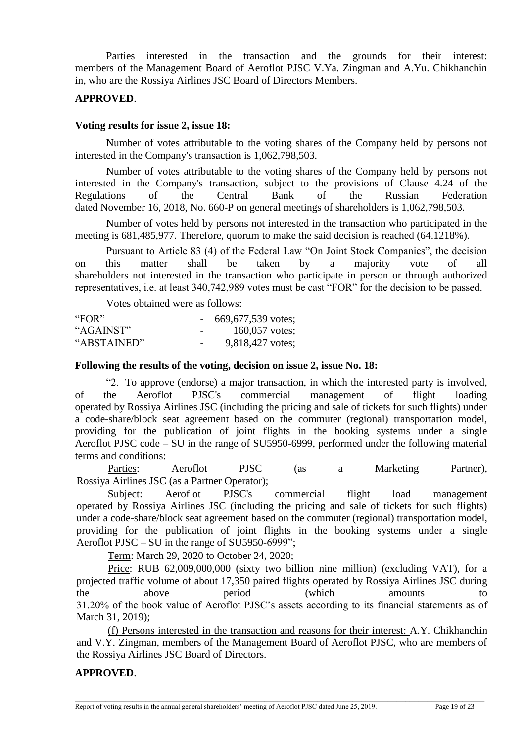Parties interested in the transaction and the grounds for their interest: members of the Management Board of Aeroflot PJSC V.Ya. Zingman and A.Yu. Chikhanchin in, who are the Rossiya Airlines JSC Board of Directors Members.

**APPROVED**.

**Voting results for issue 2, issue 18:**

Number of votes attributable to the voting shares of the Company held by persons not interested in the Company's transaction is 1,062,798,503.

Number of votes attributable to the voting shares of the Company held by persons not interested in the Company's transaction, subject to the provisions of Clause 4.24 of the Regulations of the Central Bank of the Russian Federation dated November 16, 2018, No. 660-P on general meetings of shareholders is 1,062,798,503.

Number of votes held by persons not interested in the transaction who participated in the meeting is 681,485,977. Therefore, quorum to make the said decision is reached (64.1218%).

Pursuant to Article 83 (4) of the Federal Law "On Joint Stock Companies", the decision on this matter shall be taken by a majority vote of all shareholders not interested in the transaction who participate in person or through authorized representatives, i.e. at least 340,742,989 votes must be cast "FOR" for the decision to be passed.

Votes obtained were as follows:

| | | |
|---|---|---|
| "FOR" | - | 669,677,539 votes; |
| "AGAINST" | - | 160,057 votes; |
| "ABSTAINED" | - | 9,818,427 votes; |

**Following the results of the voting, decision on issue 2, issue No. 18:**

"2. To approve (endorse) a major transaction, in which the interested party is involved, of the Aeroflot PJSC's commercial management of flight loading operated by Rossiya Airlines JSC (including the pricing and sale of tickets for such flights) under a code-share/block seat agreement based on the commuter (regional) transportation model, providing for the publication of joint flights in the booking systems under a single Aeroflot PJSC code – SU in the range of SU5950-6999, performed under the following material terms and conditions:

Parties: Aeroflot PJSC (as a Marketing Partner), Rossiya Airlines JSC (as a Partner Operator);

Subject: Aeroflot PJSC's commercial flight load management operated by Rossiya Airlines JSC (including the pricing and sale of tickets for such flights) under a code-share/block seat agreement based on the commuter (regional) transportation model, providing for the publication of joint flights in the booking systems under a single Aeroflot PJSC – SU in the range of SU5950-6999";

Term: March 29, 2020 to October 24, 2020;

Price: RUB 62,009,000,000 (sixty two billion nine million) (excluding VAT), for a projected traffic volume of about 17,350 paired flights operated by Rossiya Airlines JSC during the above period (which amounts to 31.20% of the book value of Aeroflot PJSC's assets according to its financial statements as of March 31, 2019);

(f) Persons interested in the transaction and reasons for their interest: A.Y. Chikhanchin and V.Y. Zingman, members of the Management Board of Aeroflot PJSC, who are members of the Rossiya Airlines JSC Board of Directors.

**APPROVED**.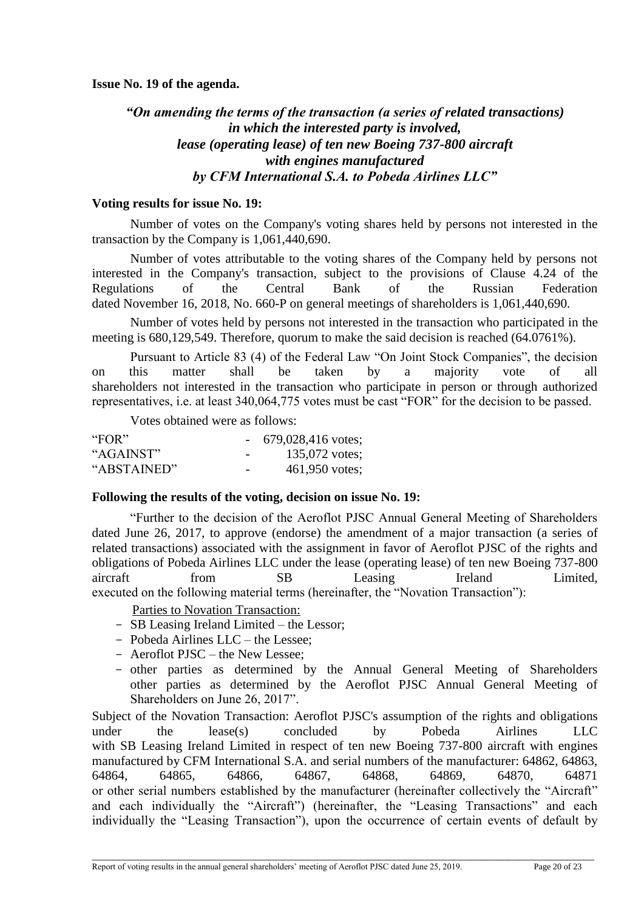**Issue No. 19 of the agenda.**

***"On amending the terms of the transaction (a series of related transactions) in which the interested party is involved, lease (operating lease) of ten new Boeing 737-800 aircraft with engines manufactured by CFM International S.A. to Pobeda Airlines LLC"***

**Voting results for issue No. 19:**

Number of votes on the Company's voting shares held by persons not interested in the transaction by the Company is 1,061,440,690.

Number of votes attributable to the voting shares of the Company held by persons not interested in the Company's transaction, subject to the provisions of Clause 4.24 of the Regulations of the Central Bank of the Russian Federation dated November 16, 2018, No. 660-P on general meetings of shareholders is 1,061,440,690.

Number of votes held by persons not interested in the transaction who participated in the meeting is 680,129,549. Therefore, quorum to make the said decision is reached (64.0761%).

Pursuant to Article 83 (4) of the Federal Law "On Joint Stock Companies", the decision on this matter shall be taken by a majority vote of all shareholders not interested in the transaction who participate in person or through authorized representatives, i.e. at least 340,064,775 votes must be cast "FOR" for the decision to be passed.

Votes obtained were as follows:

| | | |
|---|---|---|
| "FOR" | - | 679,028,416 votes; |
| "AGAINST" | - | 135,072 votes; |
| "ABSTAINED" | - | 461,950 votes; |

**Following the results of the voting, decision on issue No. 19:**

"Further to the decision of the Aeroflot PJSC Annual General Meeting of Shareholders dated June 26, 2017, to approve (endorse) the amendment of a major transaction (a series of related transactions) associated with the assignment in favor of Aeroflot PJSC of the rights and obligations of Pobeda Airlines LLC under the lease (operating lease) of ten new Boeing 737-800 aircraft from SB Leasing Ireland Limited, executed on the following material terms (hereinafter, the "Novation Transaction"):

Parties to Novation Transaction:

- SB Leasing Ireland Limited – the Lessor;
- Pobeda Airlines LLC – the Lessee;
- Aeroflot PJSC – the New Lessee;
- other parties as determined by the Annual General Meeting of Shareholders other parties as determined by the Aeroflot PJSC Annual General Meeting of Shareholders on June 26, 2017".

Subject of the Novation Transaction: Aeroflot PJSC's assumption of the rights and obligations under the lease(s) concluded by Pobeda Airlines LLC with SB Leasing Ireland Limited in respect of ten new Boeing 737-800 aircraft with engines manufactured by CFM International S.A. and serial numbers of the manufacturer: 64862, 64863, 64864, 64865, 64866, 64867, 64868, 64869, 64870, 64871 or other serial numbers established by the manufacturer (hereinafter collectively the "Aircraft" and each individually the "Aircraft") (hereinafter, the "Leasing Transactions" and each individually the "Leasing Transaction"), upon the occurrence of certain events of default by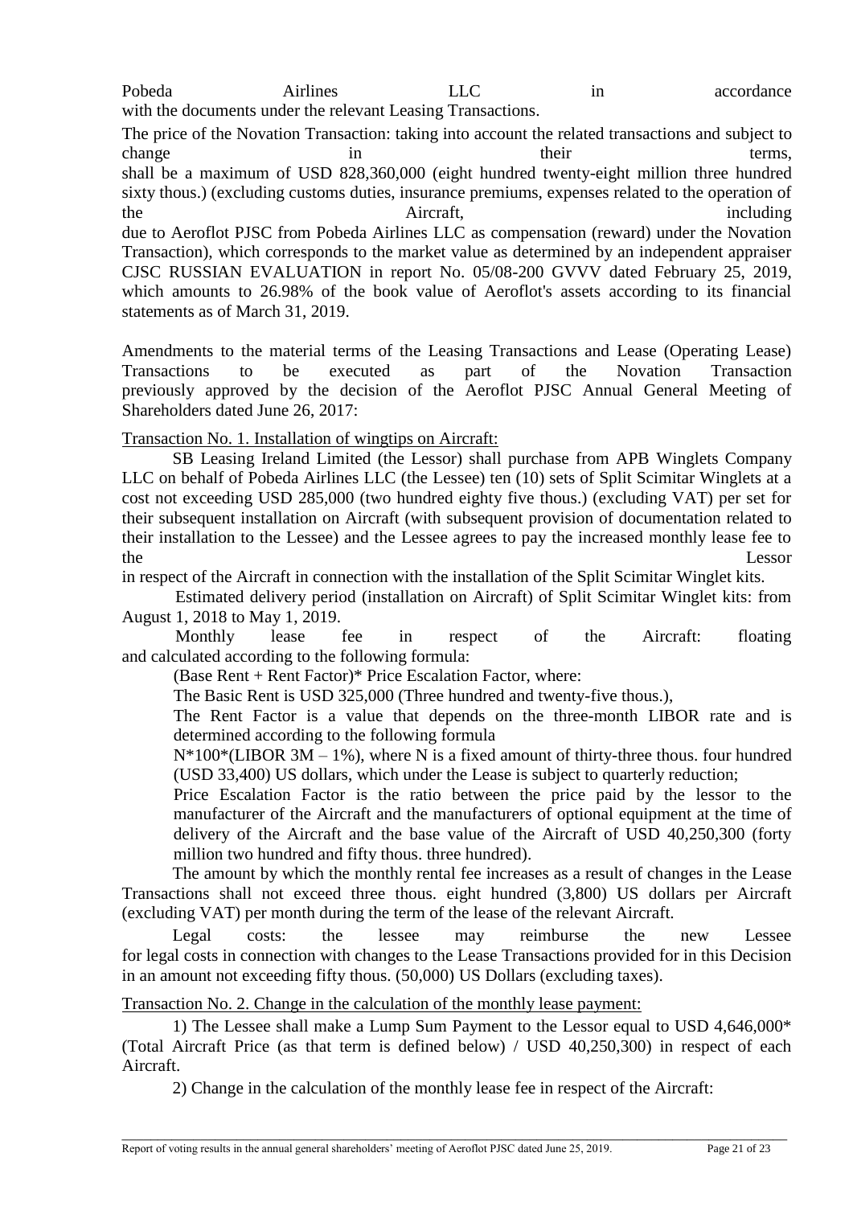Pobeda Airlines LLC in accordance with the documents under the relevant Leasing Transactions.

The price of the Novation Transaction: taking into account the related transactions and subject to change in their terms, shall be a maximum of USD 828,360,000 (eight hundred twenty-eight million three hundred sixty thous.) (excluding customs duties, insurance premiums, expenses related to the operation of the Aircraft, including due to Aeroflot PJSC from Pobeda Airlines LLC as compensation (reward) under the Novation Transaction), which corresponds to the market value as determined by an independent appraiser CJSC RUSSIAN EVALUATION in report No. 05/08-200 GVVV dated February 25, 2019, which amounts to 26.98% of the book value of Aeroflot's assets according to its financial statements as of March 31, 2019.

Amendments to the material terms of the Leasing Transactions and Lease (Operating Lease) Transactions to be executed as part of the Novation Transaction previously approved by the decision of the Aeroflot PJSC Annual General Meeting of Shareholders dated June 26, 2017:

Transaction No. 1. Installation of wingtips on Aircraft:

SB Leasing Ireland Limited (the Lessor) shall purchase from APB Winglets Company LLC on behalf of Pobeda Airlines LLC (the Lessee) ten (10) sets of Split Scimitar Winglets at a cost not exceeding USD 285,000 (two hundred eighty five thous.) (excluding VAT) per set for their subsequent installation on Aircraft (with subsequent provision of documentation related to their installation to the Lessee) and the Lessee agrees to pay the increased monthly lease fee to the Lessor in respect of the Aircraft in connection with the installation of the Split Scimitar Winglet kits.

Estimated delivery period (installation on Aircraft) of Split Scimitar Winglet kits: from August 1, 2018 to May 1, 2019.

Monthly lease fee in respect of the Aircraft: floating and calculated according to the following formula:

(Base Rent + Rent Factor)* Price Escalation Factor, where:

The Basic Rent is USD 325,000 (Three hundred and twenty-five thous.),

The Rent Factor is a value that depends on the three-month LIBOR rate and is determined according to the following formula

N*100*(LIBOR 3M – 1%), where N is a fixed amount of thirty-three thous. four hundred (USD 33,400) US dollars, which under the Lease is subject to quarterly reduction;

Price Escalation Factor is the ratio between the price paid by the lessor to the manufacturer of the Aircraft and the manufacturers of optional equipment at the time of delivery of the Aircraft and the base value of the Aircraft of USD 40,250,300 (forty million two hundred and fifty thous. three hundred).

The amount by which the monthly rental fee increases as a result of changes in the Lease Transactions shall not exceed three thous. eight hundred (3,800) US dollars per Aircraft (excluding VAT) per month during the term of the lease of the relevant Aircraft.

Legal costs: the lessee may reimburse the new Lessee for legal costs in connection with changes to the Lease Transactions provided for in this Decision in an amount not exceeding fifty thous. (50,000) US Dollars (excluding taxes).

Transaction No. 2. Change in the calculation of the monthly lease payment:

1) The Lessee shall make a Lump Sum Payment to the Lessor equal to USD 4,646,000* (Total Aircraft Price (as that term is defined below) / USD 40,250,300) in respect of each Aircraft.

2) Change in the calculation of the monthly lease fee in respect of the Aircraft: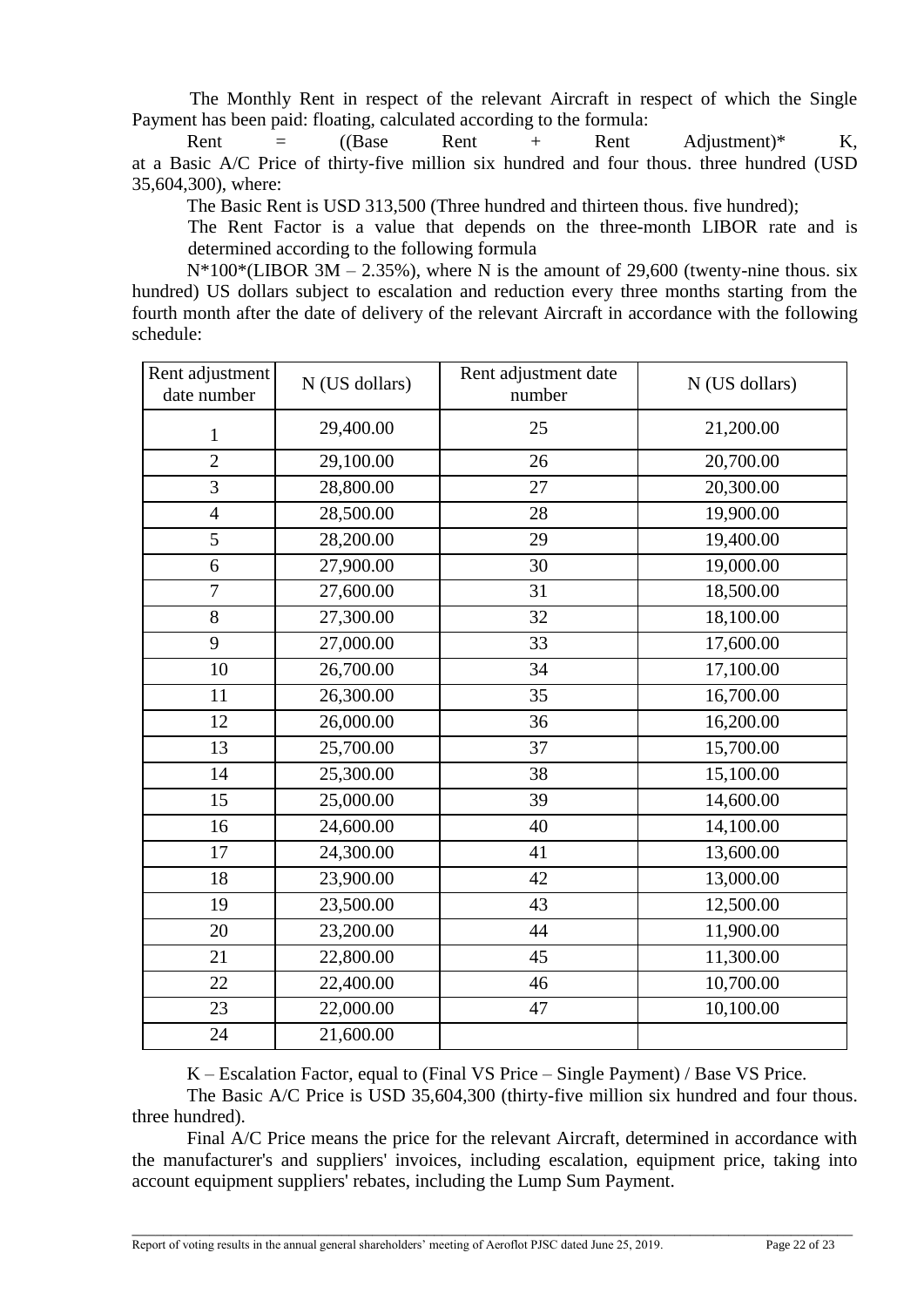The Monthly Rent in respect of the relevant Aircraft in respect of which the Single Payment has been paid: floating, calculated according to the formula:

Rent = ((Base Rent + Rent Adjustment)* K, at a Basic A/C Price of thirty-five million six hundred and four thous. three hundred (USD 35,604,300), where:

The Basic Rent is USD 313,500 (Three hundred and thirteen thous. five hundred);

The Rent Factor is a value that depends on the three-month LIBOR rate and is determined according to the following formula

N*100*(LIBOR 3M – 2.35%), where N is the amount of 29,600 (twenty-nine thous. six hundred) US dollars subject to escalation and reduction every three months starting from the fourth month after the date of delivery of the relevant Aircraft in accordance with the following schedule:

| Rent adjustment date number | N (US dollars) | Rent adjustment date number | N (US dollars) |
|---|---|---|---|
| 1 | 29,400.00 | 25 | 21,200.00 |
| 2 | 29,100.00 | 26 | 20,700.00 |
| 3 | 28,800.00 | 27 | 20,300.00 |
| 4 | 28,500.00 | 28 | 19,900.00 |
| 5 | 28,200.00 | 29 | 19,400.00 |
| 6 | 27,900.00 | 30 | 19,000.00 |
| 7 | 27,600.00 | 31 | 18,500.00 |
| 8 | 27,300.00 | 32 | 18,100.00 |
| 9 | 27,000.00 | 33 | 17,600.00 |
| 10 | 26,700.00 | 34 | 17,100.00 |
| 11 | 26,300.00 | 35 | 16,700.00 |
| 12 | 26,000.00 | 36 | 16,200.00 |
| 13 | 25,700.00 | 37 | 15,700.00 |
| 14 | 25,300.00 | 38 | 15,100.00 |
| 15 | 25,000.00 | 39 | 14,600.00 |
| 16 | 24,600.00 | 40 | 14,100.00 |
| 17 | 24,300.00 | 41 | 13,600.00 |
| 18 | 23,900.00 | 42 | 13,000.00 |
| 19 | 23,500.00 | 43 | 12,500.00 |
| 20 | 23,200.00 | 44 | 11,900.00 |
| 21 | 22,800.00 | 45 | 11,300.00 |
| 22 | 22,400.00 | 46 | 10,700.00 |
| 23 | 22,000.00 | 47 | 10,100.00 |
| 24 | 21,600.00 | | |

K – Escalation Factor, equal to (Final VS Price – Single Payment) / Base VS Price.

The Basic A/C Price is USD 35,604,300 (thirty-five million six hundred and four thous. three hundred).

Final A/C Price means the price for the relevant Aircraft, determined in accordance with the manufacturer's and suppliers' invoices, including escalation, equipment price, taking into account equipment suppliers' rebates, including the Lump Sum Payment.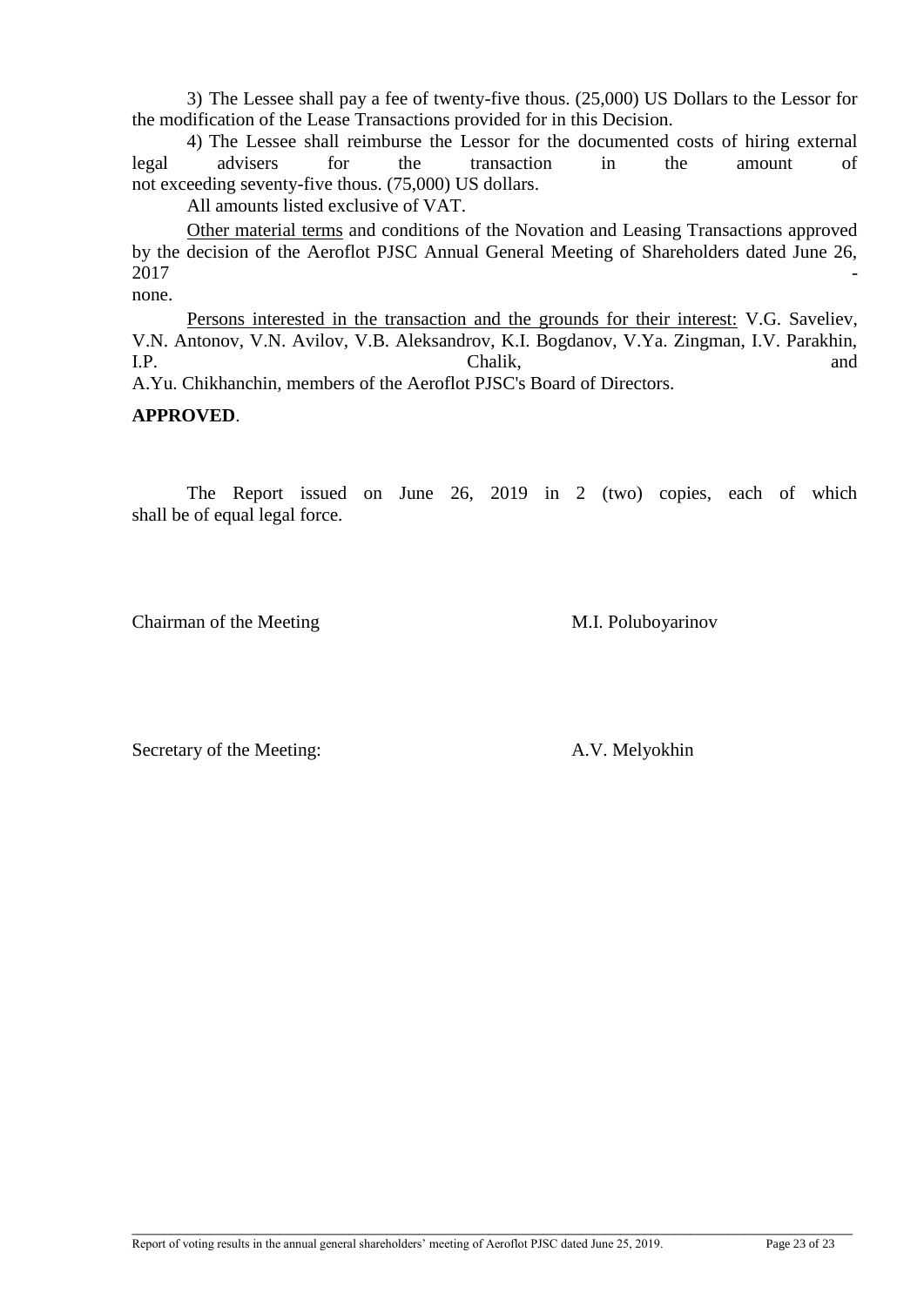3) The Lessee shall pay a fee of twenty-five thous. (25,000) US Dollars to the Lessor for the modification of the Lease Transactions provided for in this Decision.

4) The Lessee shall reimburse the Lessor for the documented costs of hiring external legal advisers for the transaction in the amount of not exceeding seventy-five thous. (75,000) US dollars.

All amounts listed exclusive of VAT.

Other material terms and conditions of the Novation and Leasing Transactions approved by the decision of the Aeroflot PJSC Annual General Meeting of Shareholders dated June 26, 2017 - none.

Persons interested in the transaction and the grounds for their interest: V.G. Saveliev, V.N. Antonov, V.N. Avilov, V.B. Aleksandrov, K.I. Bogdanov, V.Ya. Zingman, I.V. Parakhin, I.P. Chalik, and A.Yu. Chikhanchin, members of the Aeroflot PJSC's Board of Directors.

**APPROVED**.

The Report issued on June 26, 2019 in 2 (two) copies, each of which shall be of equal legal force.

Chairman of the Meeting M.I. Poluboyarinov

Secretary of the Meeting: A.V. Melyokhin